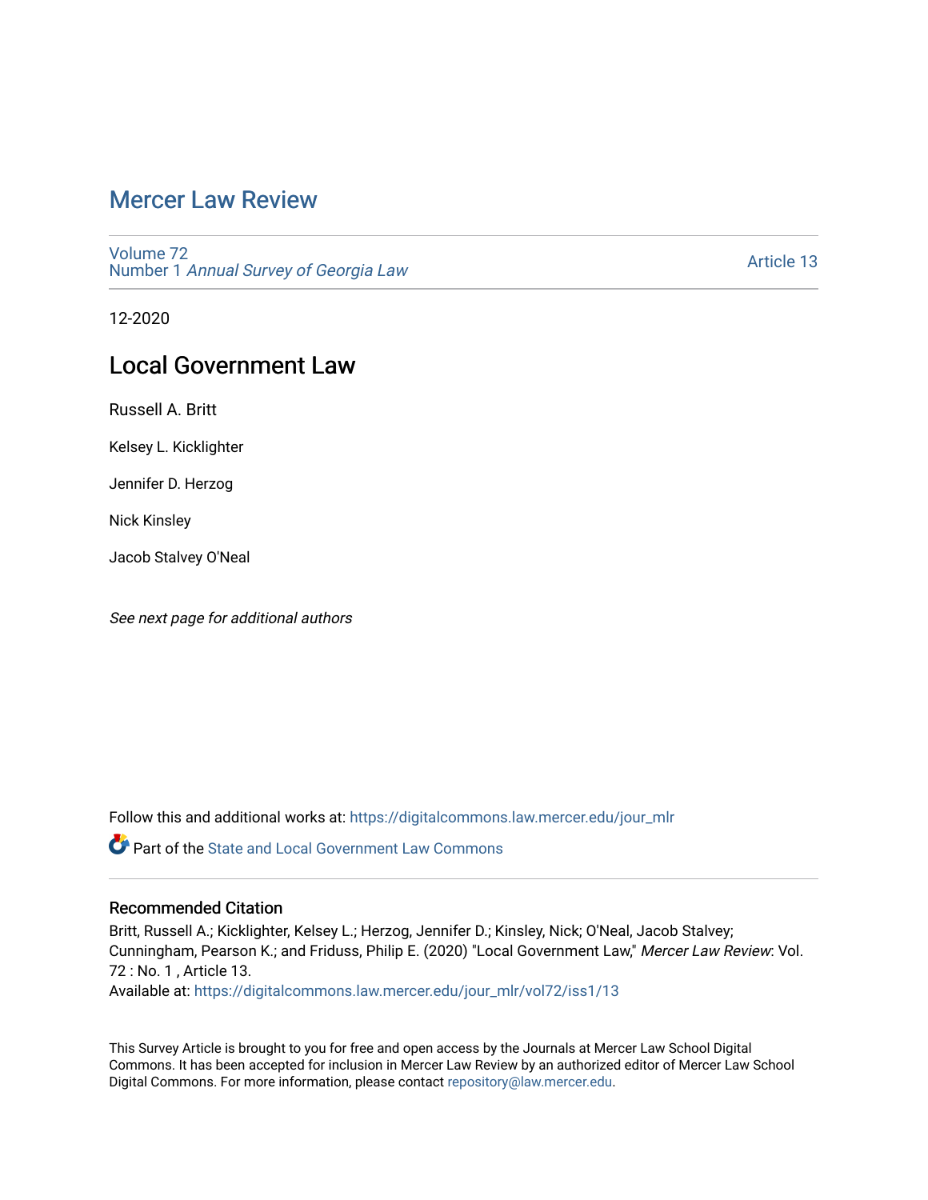# Mercer Law Review

Volume 72
Number 1 *Annual Survey of Georgia Law*

Article 13

12-2020

## Local Government Law

Russell A. Britt

Kelsey L. Kicklighter

Jennifer D. Herzog

Nick Kinsley

Jacob Stalvey O'Neal

*See next page for additional authors*

Follow this and additional works at: https://digitalcommons.law.mercer.edu/jour_mlr

Part of the State and Local Government Law Commons

### Recommended Citation

Britt, Russell A.; Kicklighter, Kelsey L.; Herzog, Jennifer D.; Kinsley, Nick; O'Neal, Jacob Stalvey; Cunningham, Pearson K.; and Friduss, Philip E. (2020) "Local Government Law," *Mercer Law Review*: Vol. 72 : No. 1 , Article 13.
Available at: https://digitalcommons.law.mercer.edu/jour_mlr/vol72/iss1/13

This Survey Article is brought to you for free and open access by the Journals at Mercer Law School Digital Commons. It has been accepted for inclusion in Mercer Law Review by an authorized editor of Mercer Law School Digital Commons. For more information, please contact repository@law.mercer.edu.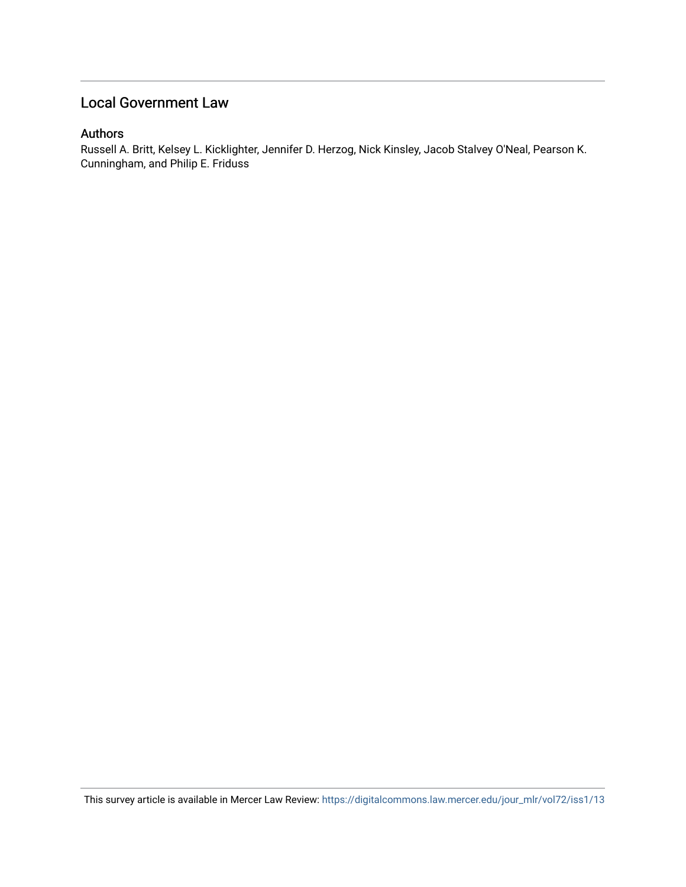# Local Government Law

## Authors

Russell A. Britt, Kelsey L. Kicklighter, Jennifer D. Herzog, Nick Kinsley, Jacob Stalvey O'Neal, Pearson K. Cunningham, and Philip E. Friduss

This survey article is available in Mercer Law Review: https://digitalcommons.law.mercer.edu/jour_mlr/vol72/iss1/13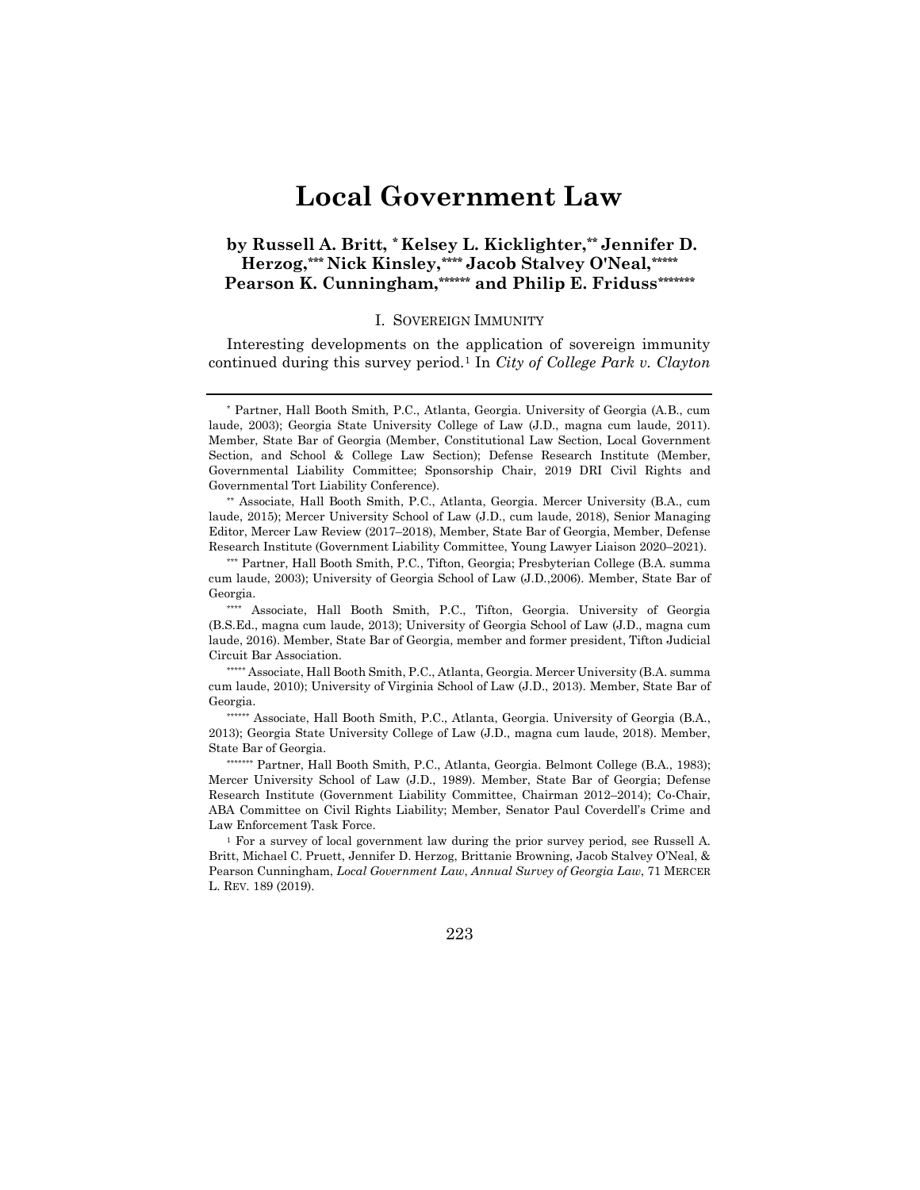# Local Government Law

### by Russell A. Britt, [*] Kelsey L. Kicklighter,[**] Jennifer D. Herzog,[***] Nick Kinsley,[****] Jacob Stalvey O'Neal,[*****] Pearson K. Cunningham,[******] and Philip E. Friduss[*******]

## I. Sovereign Immunity

Interesting developments on the application of sovereign immunity continued during this survey period.[1] In *City of College Park v. Clayton*

---

[*] Partner, Hall Booth Smith, P.C., Atlanta, Georgia. University of Georgia (A.B., cum laude, 2003); Georgia State University College of Law (J.D., magna cum laude, 2011). Member, State Bar of Georgia (Member, Constitutional Law Section, Local Government Section, and School & College Law Section); Defense Research Institute (Member, Governmental Liability Committee; Sponsorship Chair, 2019 DRI Civil Rights and Governmental Tort Liability Conference).

[**] Associate, Hall Booth Smith, P.C., Atlanta, Georgia. Mercer University (B.A., cum laude, 2015); Mercer University School of Law (J.D., cum laude, 2018), Senior Managing Editor, Mercer Law Review (2017–2018), Member, State Bar of Georgia, Member, Defense Research Institute (Government Liability Committee, Young Lawyer Liaison 2020–2021).

[***] Partner, Hall Booth Smith, P.C., Tifton, Georgia; Presbyterian College (B.A. summa cum laude, 2003); University of Georgia School of Law (J.D.,2006). Member, State Bar of Georgia.

[****] Associate, Hall Booth Smith, P.C., Tifton, Georgia. University of Georgia (B.S.Ed., magna cum laude, 2013); University of Georgia School of Law (J.D., magna cum laude, 2016). Member, State Bar of Georgia, member and former president, Tifton Judicial Circuit Bar Association.

[*****] Associate, Hall Booth Smith, P.C., Atlanta, Georgia. Mercer University (B.A. summa cum laude, 2010); University of Virginia School of Law (J.D., 2013). Member, State Bar of Georgia.

[******] Associate, Hall Booth Smith, P.C., Atlanta, Georgia. University of Georgia (B.A., 2013); Georgia State University College of Law (J.D., magna cum laude, 2018). Member, State Bar of Georgia.

[*******] Partner, Hall Booth Smith, P.C., Atlanta, Georgia. Belmont College (B.A., 1983); Mercer University School of Law (J.D., 1989). Member, State Bar of Georgia; Defense Research Institute (Government Liability Committee, Chairman 2012–2014); Co-Chair, ABA Committee on Civil Rights Liability; Member, Senator Paul Coverdell's Crime and Law Enforcement Task Force.

[1] For a survey of local government law during the prior survey period, see Russell A. Britt, Michael C. Pruett, Jennifer D. Herzog, Brittanie Browning, Jacob Stalvey O'Neal, & Pearson Cunningham, *Local Government Law*, *Annual Survey of Georgia Law*, 71 MERCER L. REV. 189 (2019).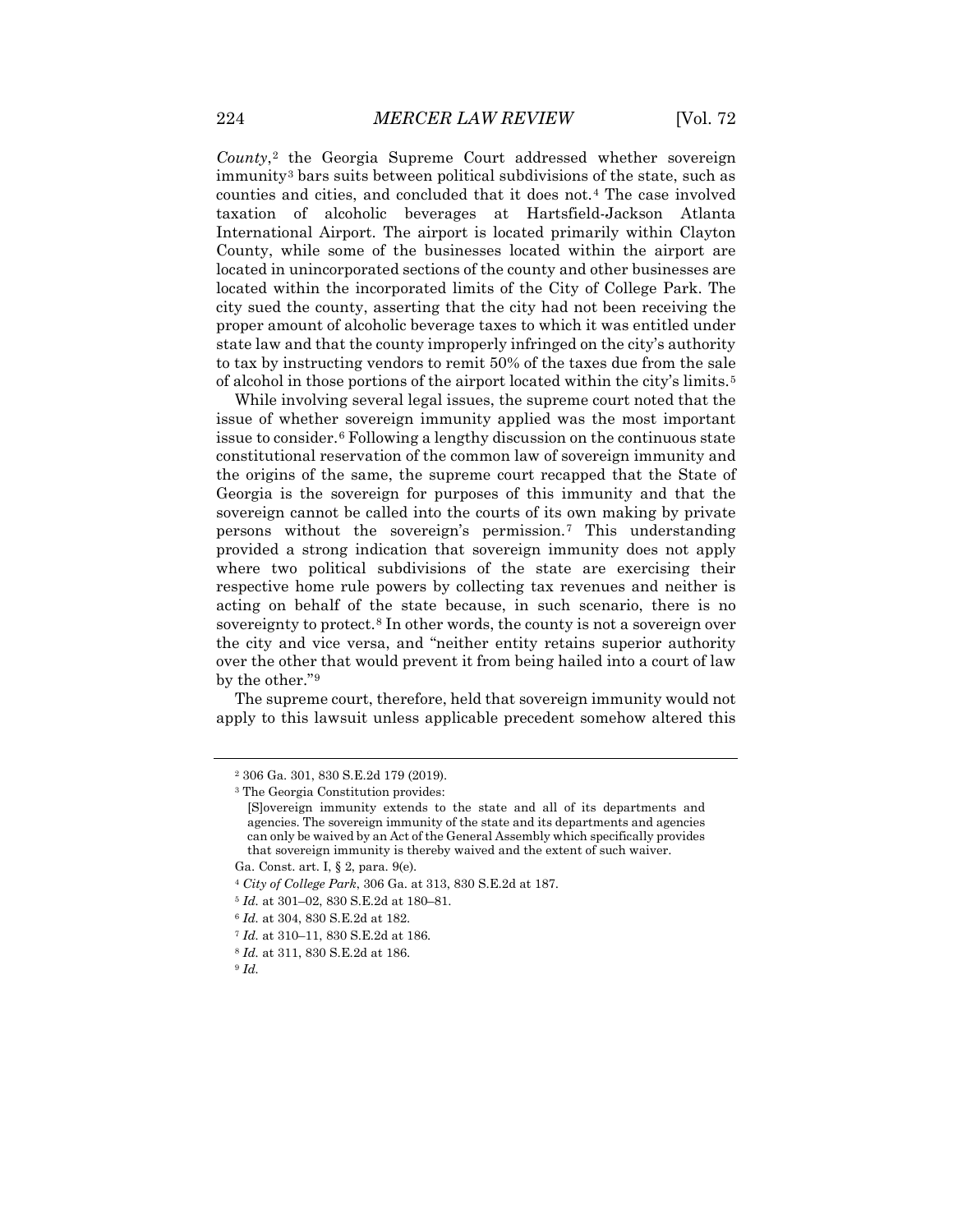*County*,[2] the Georgia Supreme Court addressed whether sovereign immunity[3] bars suits between political subdivisions of the state, such as counties and cities, and concluded that it does not.[4] The case involved taxation of alcoholic beverages at Hartsfield-Jackson Atlanta International Airport. The airport is located primarily within Clayton County, while some of the businesses located within the airport are located in unincorporated sections of the county and other businesses are located within the incorporated limits of the City of College Park. The city sued the county, asserting that the city had not been receiving the proper amount of alcoholic beverage taxes to which it was entitled under state law and that the county improperly infringed on the city's authority to tax by instructing vendors to remit 50% of the taxes due from the sale of alcohol in those portions of the airport located within the city's limits.[5]

While involving several legal issues, the supreme court noted that the issue of whether sovereign immunity applied was the most important issue to consider.[6] Following a lengthy discussion on the continuous state constitutional reservation of the common law of sovereign immunity and the origins of the same, the supreme court recapped that the State of Georgia is the sovereign for purposes of this immunity and that the sovereign cannot be called into the courts of its own making by private persons without the sovereign's permission.[7] This understanding provided a strong indication that sovereign immunity does not apply where two political subdivisions of the state are exercising their respective home rule powers by collecting tax revenues and neither is acting on behalf of the state because, in such scenario, there is no sovereignty to protect.[8] In other words, the county is not a sovereign over the city and vice versa, and "neither entity retains superior authority over the other that would prevent it from being hailed into a court of law by the other."[9]

The supreme court, therefore, held that sovereign immunity would not apply to this lawsuit unless applicable precedent somehow altered this

---

[2] 306 Ga. 301, 830 S.E.2d 179 (2019).

[3] The Georgia Constitution provides:

> [S]overeign immunity extends to the state and all of its departments and agencies. The sovereign immunity of the state and its departments and agencies can only be waived by an Act of the General Assembly which specifically provides that sovereign immunity is thereby waived and the extent of such waiver.

Ga. Const. art. I, § 2, para. 9(e).

[4] *City of College Park*, 306 Ga. at 313, 830 S.E.2d at 187.

[5] *Id.* at 301–02, 830 S.E.2d at 180–81.

[6] *Id.* at 304, 830 S.E.2d at 182.

[7] *Id.* at 310–11, 830 S.E.2d at 186.

[8] *Id.* at 311, 830 S.E.2d at 186.

[9] *Id.*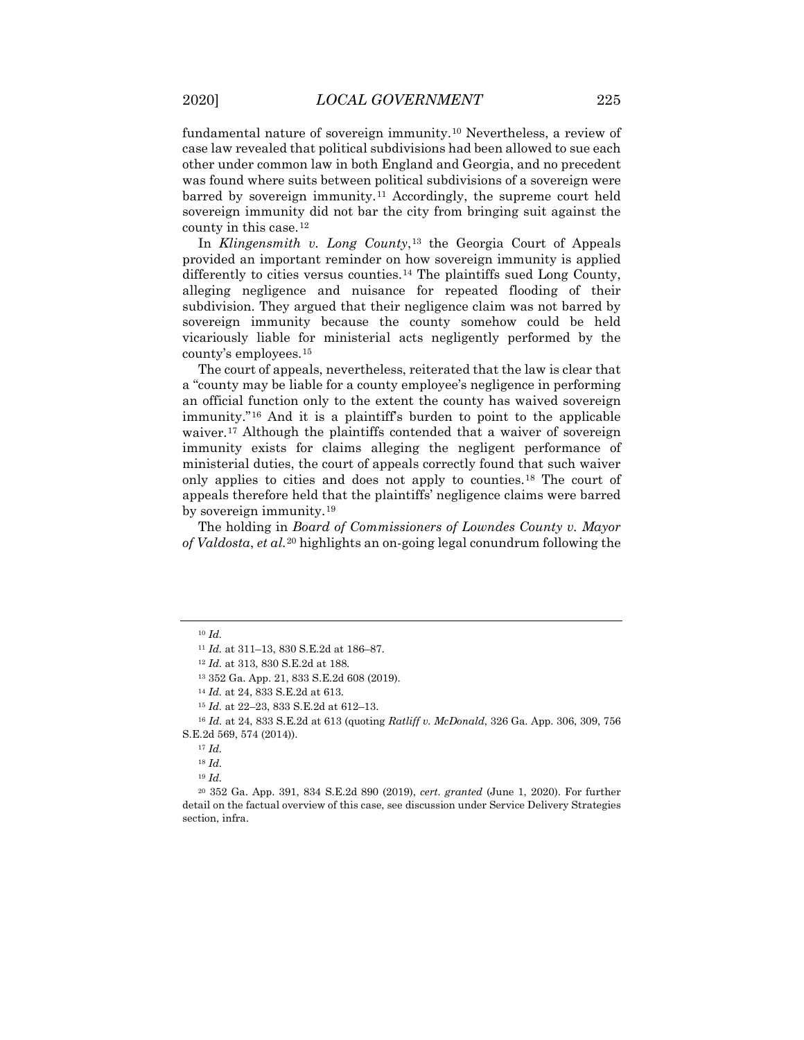fundamental nature of sovereign immunity.[10] Nevertheless, a review of case law revealed that political subdivisions had been allowed to sue each other under common law in both England and Georgia, and no precedent was found where suits between political subdivisions of a sovereign were barred by sovereign immunity.[11] Accordingly, the supreme court held sovereign immunity did not bar the city from bringing suit against the county in this case.[12]

In *Klingensmith v. Long County*,[13] the Georgia Court of Appeals provided an important reminder on how sovereign immunity is applied differently to cities versus counties.[14] The plaintiffs sued Long County, alleging negligence and nuisance for repeated flooding of their subdivision. They argued that their negligence claim was not barred by sovereign immunity because the county somehow could be held vicariously liable for ministerial acts negligently performed by the county's employees.[15]

The court of appeals, nevertheless, reiterated that the law is clear that a "county may be liable for a county employee's negligence in performing an official function only to the extent the county has waived sovereign immunity."[16] And it is a plaintiff's burden to point to the applicable waiver.[17] Although the plaintiffs contended that a waiver of sovereign immunity exists for claims alleging the negligent performance of ministerial duties, the court of appeals correctly found that such waiver only applies to cities and does not apply to counties.[18] The court of appeals therefore held that the plaintiffs' negligence claims were barred by sovereign immunity.[19]

The holding in *Board of Commissioners of Lowndes County v. Mayor of Valdosta*, *et al.*[20] highlights an on-going legal conundrum following the

---

[10] *Id.*

[11] *Id.* at 311–13, 830 S.E.2d at 186–87.

[12] *Id.* at 313, 830 S.E.2d at 188.

[13] 352 Ga. App. 21, 833 S.E.2d 608 (2019).

[14] *Id.* at 24, 833 S.E.2d at 613.

[15] *Id.* at 22–23, 833 S.E.2d at 612–13.

[16] *Id.* at 24, 833 S.E.2d at 613 (quoting *Ratliff v. McDonald*, 326 Ga. App. 306, 309, 756 S.E.2d 569, 574 (2014)).

[17] *Id.*

[18] *Id.*

[19] *Id.*

[20] 352 Ga. App. 391, 834 S.E.2d 890 (2019), *cert. granted* (June 1, 2020). For further detail on the factual overview of this case, see discussion under Service Delivery Strategies section, infra.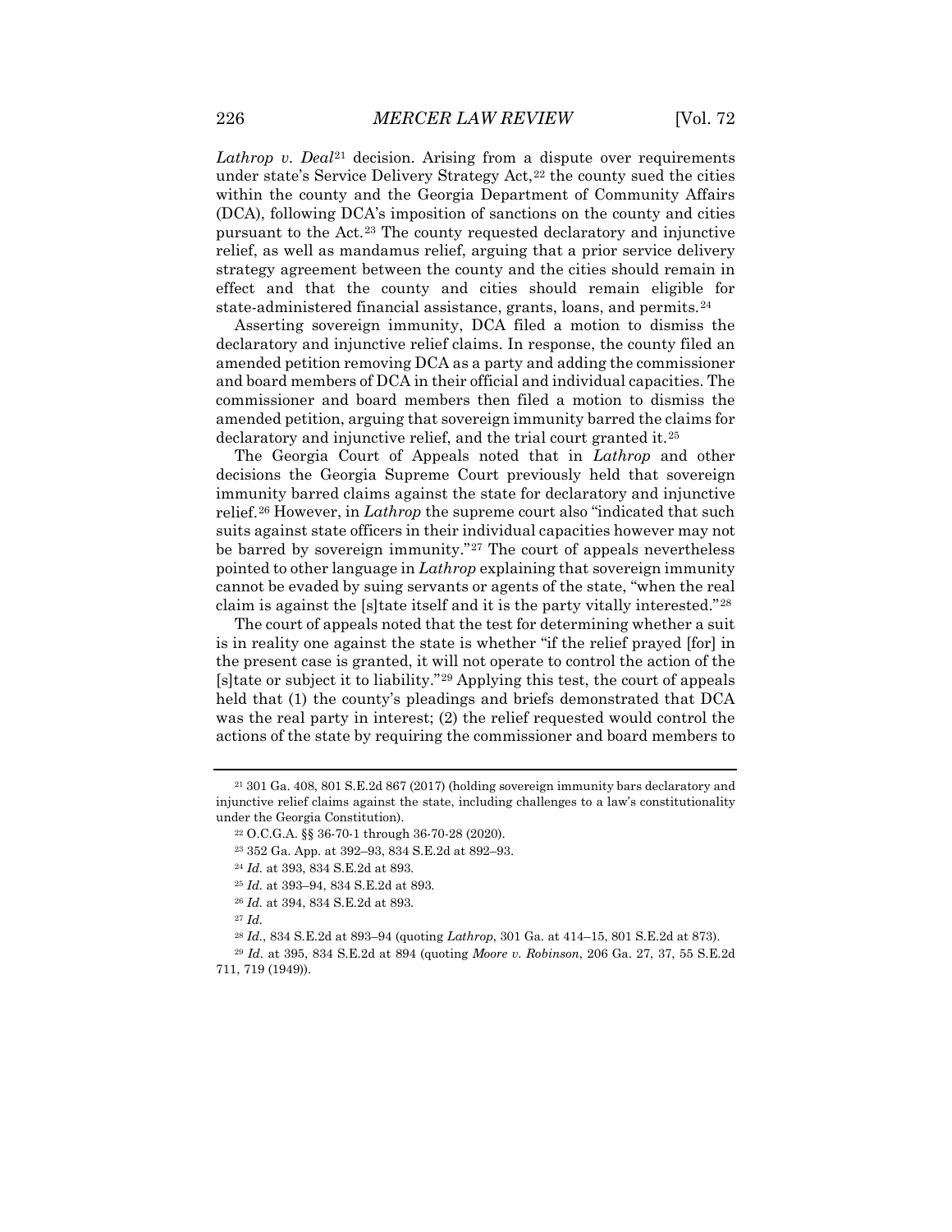*Lathrop v. Deal*[21] decision. Arising from a dispute over requirements under state's Service Delivery Strategy Act,[22] the county sued the cities within the county and the Georgia Department of Community Affairs (DCA), following DCA's imposition of sanctions on the county and cities pursuant to the Act.[23] The county requested declaratory and injunctive relief, as well as mandamus relief, arguing that a prior service delivery strategy agreement between the county and the cities should remain in effect and that the county and cities should remain eligible for state-administered financial assistance, grants, loans, and permits.[24]

Asserting sovereign immunity, DCA filed a motion to dismiss the declaratory and injunctive relief claims. In response, the county filed an amended petition removing DCA as a party and adding the commissioner and board members of DCA in their official and individual capacities. The commissioner and board members then filed a motion to dismiss the amended petition, arguing that sovereign immunity barred the claims for declaratory and injunctive relief, and the trial court granted it.[25]

The Georgia Court of Appeals noted that in *Lathrop* and other decisions the Georgia Supreme Court previously held that sovereign immunity barred claims against the state for declaratory and injunctive relief.[26] However, in *Lathrop* the supreme court also "indicated that such suits against state officers in their individual capacities however may not be barred by sovereign immunity."[27] The court of appeals nevertheless pointed to other language in *Lathrop* explaining that sovereign immunity cannot be evaded by suing servants or agents of the state, "when the real claim is against the [s]tate itself and it is the party vitally interested."[28]

The court of appeals noted that the test for determining whether a suit is in reality one against the state is whether "if the relief prayed [for] in the present case is granted, it will not operate to control the action of the [s]tate or subject it to liability."[29] Applying this test, the court of appeals held that (1) the county's pleadings and briefs demonstrated that DCA was the real party in interest; (2) the relief requested would control the actions of the state by requiring the commissioner and board members to

---

[21] 301 Ga. 408, 801 S.E.2d 867 (2017) (holding sovereign immunity bars declaratory and injunctive relief claims against the state, including challenges to a law's constitutionality under the Georgia Constitution).

[22] O.C.G.A. §§ 36-70-1 through 36-70-28 (2020).

[23] 352 Ga. App. at 392–93, 834 S.E.2d at 892–93.

[24] *Id.* at 393, 834 S.E.2d at 893.

[25] *Id.* at 393–94, 834 S.E.2d at 893.

[26] *Id.* at 394, 834 S.E.2d at 893.

[27] *Id.*

[28] *Id.*, 834 S.E.2d at 893–94 (quoting *Lathrop*, 301 Ga. at 414–15, 801 S.E.2d at 873).

[29] *Id.* at 395, 834 S.E.2d at 894 (quoting *Moore v. Robinson*, 206 Ga. 27, 37, 55 S.E.2d 711, 719 (1949)).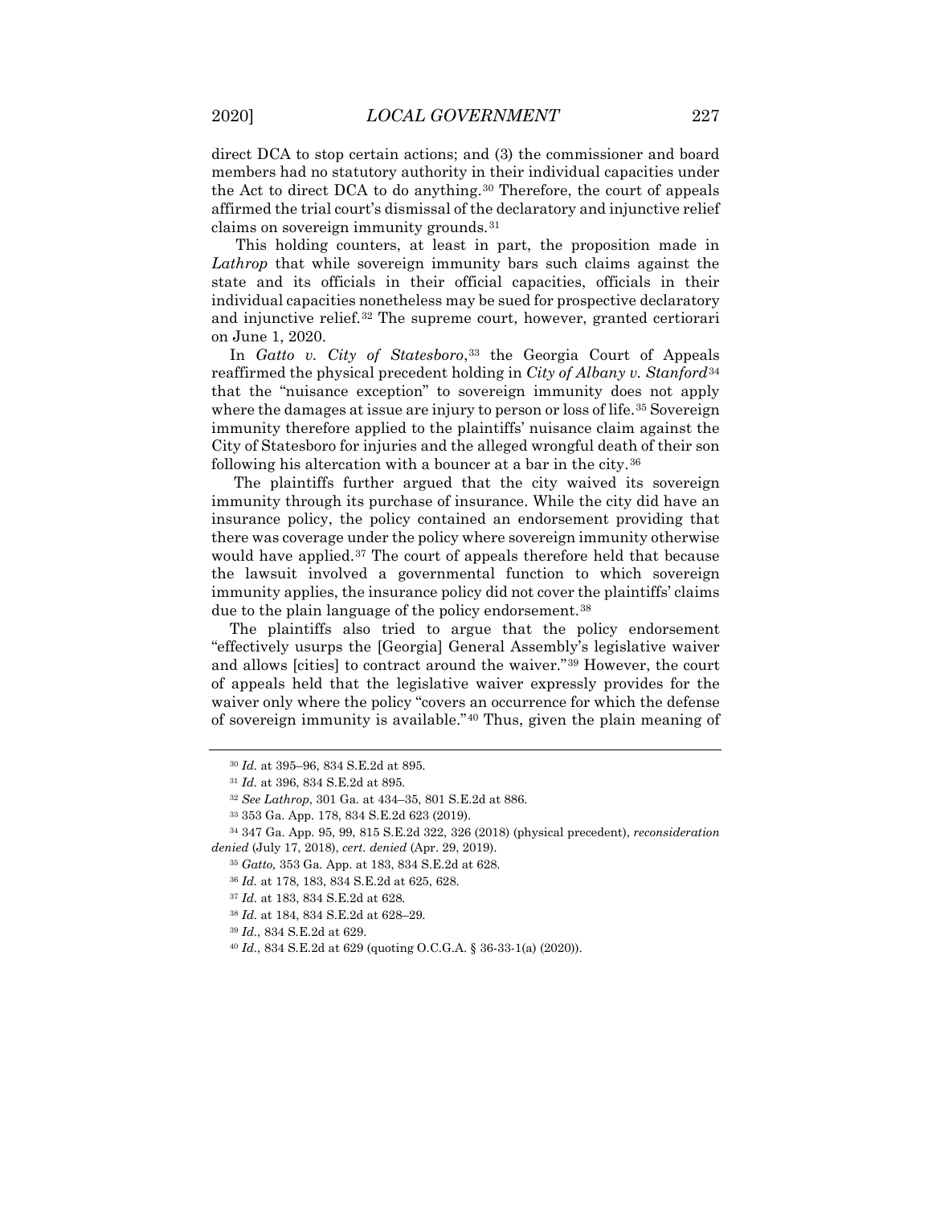direct DCA to stop certain actions; and (3) the commissioner and board members had no statutory authority in their individual capacities under the Act to direct DCA to do anything.[30] Therefore, the court of appeals affirmed the trial court's dismissal of the declaratory and injunctive relief claims on sovereign immunity grounds.[31]

This holding counters, at least in part, the proposition made in *Lathrop* that while sovereign immunity bars such claims against the state and its officials in their official capacities, officials in their individual capacities nonetheless may be sued for prospective declaratory and injunctive relief.[32] The supreme court, however, granted certiorari on June 1, 2020.

In *Gatto v. City of Statesboro*,[33] the Georgia Court of Appeals reaffirmed the physical precedent holding in *City of Albany v. Stanford*[34] that the "nuisance exception" to sovereign immunity does not apply where the damages at issue are injury to person or loss of life.[35] Sovereign immunity therefore applied to the plaintiffs' nuisance claim against the City of Statesboro for injuries and the alleged wrongful death of their son following his altercation with a bouncer at a bar in the city.[36]

The plaintiffs further argued that the city waived its sovereign immunity through its purchase of insurance. While the city did have an insurance policy, the policy contained an endorsement providing that there was coverage under the policy where sovereign immunity otherwise would have applied.[37] The court of appeals therefore held that because the lawsuit involved a governmental function to which sovereign immunity applies, the insurance policy did not cover the plaintiffs' claims due to the plain language of the policy endorsement.[38]

The plaintiffs also tried to argue that the policy endorsement "effectively usurps the [Georgia] General Assembly's legislative waiver and allows [cities] to contract around the waiver."[39] However, the court of appeals held that the legislative waiver expressly provides for the waiver only where the policy "covers an occurrence for which the defense of sovereign immunity is available."[40] Thus, given the plain meaning of

---

[30] *Id.* at 395–96, 834 S.E.2d at 895.

[31] *Id.* at 396, 834 S.E.2d at 895.

[32] *See Lathrop*, 301 Ga. at 434–35, 801 S.E.2d at 886.

[33] 353 Ga. App. 178, 834 S.E.2d 623 (2019).

[34] 347 Ga. App. 95, 99, 815 S.E.2d 322, 326 (2018) (physical precedent), *reconsideration denied* (July 17, 2018), *cert. denied* (Apr. 29, 2019).

[35] *Gatto,* 353 Ga. App. at 183, 834 S.E.2d at 628.

[36] *Id.* at 178, 183, 834 S.E.2d at 625, 628.

[37] *Id.* at 183, 834 S.E.2d at 628.

[38] *Id.* at 184, 834 S.E.2d at 628–29.

[39] *Id.*, 834 S.E.2d at 629.

[40] *Id.*, 834 S.E.2d at 629 (quoting O.C.G.A. § 36-33-1(a) (2020)).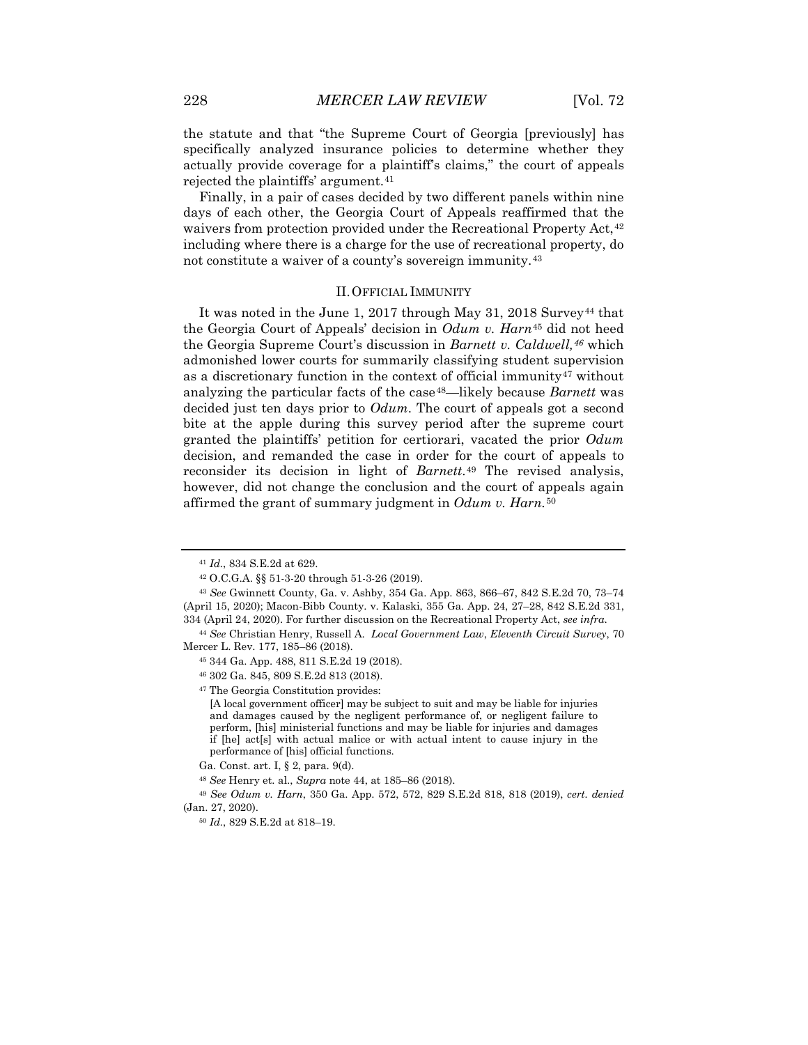the statute and that "the Supreme Court of Georgia [previously] has specifically analyzed insurance policies to determine whether they actually provide coverage for a plaintiff's claims," the court of appeals rejected the plaintiffs' argument.[41]

Finally, in a pair of cases decided by two different panels within nine days of each other, the Georgia Court of Appeals reaffirmed that the waivers from protection provided under the Recreational Property Act,[42] including where there is a charge for the use of recreational property, do not constitute a waiver of a county's sovereign immunity.[43]

## II. OFFICIAL IMMUNITY

It was noted in the June 1, 2017 through May 31, 2018 Survey[44] that the Georgia Court of Appeals' decision in *Odum v. Harn*[45] did not heed the Georgia Supreme Court's discussion in *Barnett v. Caldwell,*[46] which admonished lower courts for summarily classifying student supervision as a discretionary function in the context of official immunity[47] without analyzing the particular facts of the case[48]—likely because *Barnett* was decided just ten days prior to *Odum*. The court of appeals got a second bite at the apple during this survey period after the supreme court granted the plaintiffs' petition for certiorari, vacated the prior *Odum* decision, and remanded the case in order for the court of appeals to reconsider its decision in light of *Barnett*.[49] The revised analysis, however, did not change the conclusion and the court of appeals again affirmed the grant of summary judgment in *Odum v. Harn*.[50]

---

[41] *Id.*, 834 S.E.2d at 629.

[42] O.C.G.A. §§ 51-3-20 through 51-3-26 (2019).

[43] *See* Gwinnett County, Ga. v. Ashby, 354 Ga. App. 863, 866–67, 842 S.E.2d 70, 73–74 (April 15, 2020); Macon-Bibb County. v. Kalaski, 355 Ga. App. 24, 27–28, 842 S.E.2d 331, 334 (April 24, 2020). For further discussion on the Recreational Property Act, *see infra*.

[44] *See* Christian Henry, Russell A. *Local Government Law*, *Eleventh Circuit Survey*, 70 Mercer L. Rev. 177, 185–86 (2018).

[45] 344 Ga. App. 488, 811 S.E.2d 19 (2018).

[46] 302 Ga. 845, 809 S.E.2d 813 (2018).

[47] The Georgia Constitution provides:

> [A local government officer] may be subject to suit and may be liable for injuries and damages caused by the negligent performance of, or negligent failure to perform, [his] ministerial functions and may be liable for injuries and damages if [he] act[s] with actual malice or with actual intent to cause injury in the performance of [his] official functions.

Ga. Const. art. I, § 2, para. 9(d).

[48] *See* Henry et. al., *Supra* note 44, at 185–86 (2018).

[49] *See Odum v. Harn*, 350 Ga. App. 572, 572, 829 S.E.2d 818, 818 (2019), *cert. denied* (Jan. 27, 2020).

[50] *Id.*, 829 S.E.2d at 818–19.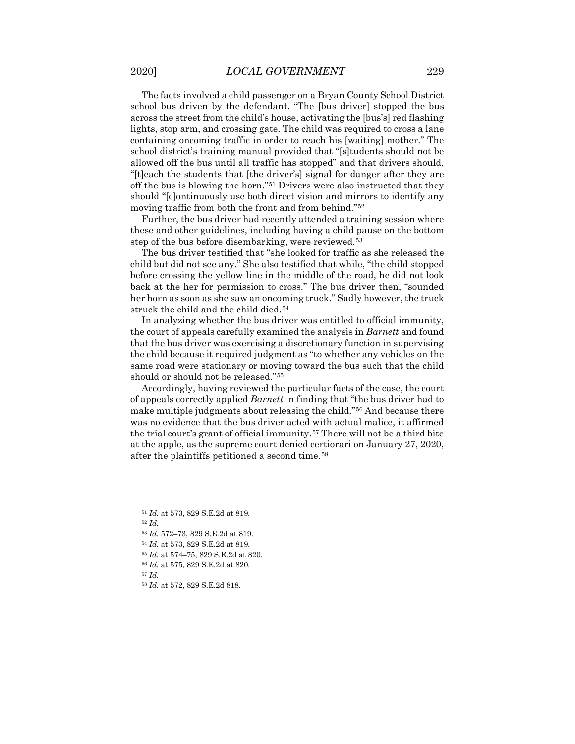The facts involved a child passenger on a Bryan County School District school bus driven by the defendant. "The [bus driver] stopped the bus across the street from the child's house, activating the [bus's] red flashing lights, stop arm, and crossing gate. The child was required to cross a lane containing oncoming traffic in order to reach his [waiting] mother." The school district's training manual provided that "[s]tudents should not be allowed off the bus until all traffic has stopped" and that drivers should, "[t]each the students that [the driver's] signal for danger after they are off the bus is blowing the horn."[51] Drivers were also instructed that they should "[c]ontinuously use both direct vision and mirrors to identify any moving traffic from both the front and from behind."[52]

Further, the bus driver had recently attended a training session where these and other guidelines, including having a child pause on the bottom step of the bus before disembarking, were reviewed.[53]

The bus driver testified that "she looked for traffic as she released the child but did not see any." She also testified that while, "the child stopped before crossing the yellow line in the middle of the road, he did not look back at the her for permission to cross." The bus driver then, "sounded her horn as soon as she saw an oncoming truck." Sadly however, the truck struck the child and the child died.[54]

In analyzing whether the bus driver was entitled to official immunity, the court of appeals carefully examined the analysis in *Barnett* and found that the bus driver was exercising a discretionary function in supervising the child because it required judgment as "to whether any vehicles on the same road were stationary or moving toward the bus such that the child should or should not be released."[55]

Accordingly, having reviewed the particular facts of the case, the court of appeals correctly applied *Barnett* in finding that "the bus driver had to make multiple judgments about releasing the child."[56] And because there was no evidence that the bus driver acted with actual malice, it affirmed the trial court's grant of official immunity.[57] There will not be a third bite at the apple, as the supreme court denied certiorari on January 27, 2020, after the plaintiffs petitioned a second time.[58]

---

[51] *Id.* at 573, 829 S.E.2d at 819.

[52] *Id.*

[53] *Id.* 572–73, 829 S.E.2d at 819.

[54] *Id.* at 573, 829 S.E.2d at 819.

[55] *Id.* at 574–75, 829 S.E.2d at 820.

[56] *Id.* at 575, 829 S.E.2d at 820.

[57] *Id.*

[58] *Id.* at 572, 829 S.E.2d 818.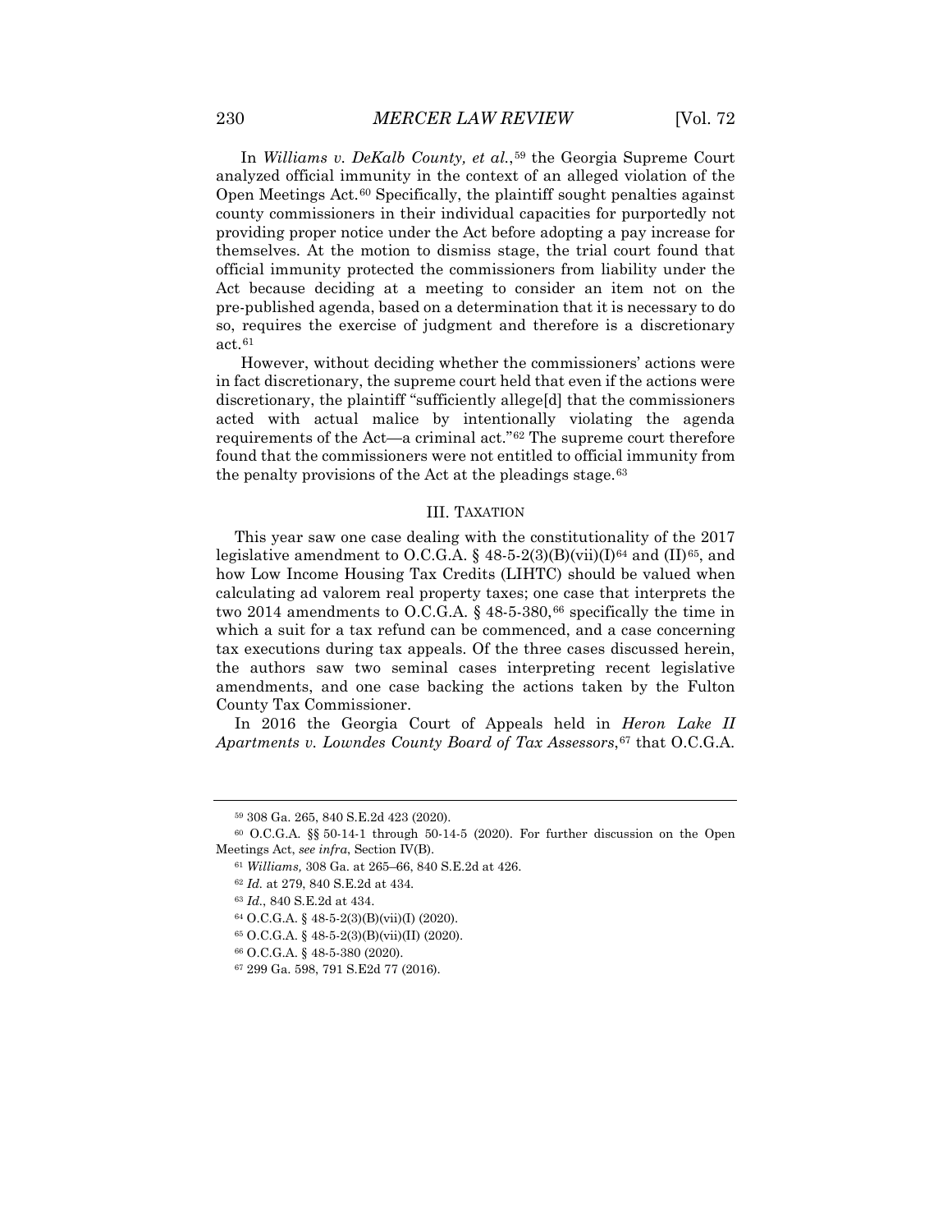In *Williams v. DeKalb County, et al.*,[59] the Georgia Supreme Court analyzed official immunity in the context of an alleged violation of the Open Meetings Act.[60] Specifically, the plaintiff sought penalties against county commissioners in their individual capacities for purportedly not providing proper notice under the Act before adopting a pay increase for themselves. At the motion to dismiss stage, the trial court found that official immunity protected the commissioners from liability under the Act because deciding at a meeting to consider an item not on the pre-published agenda, based on a determination that it is necessary to do so, requires the exercise of judgment and therefore is a discretionary act.[61]

However, without deciding whether the commissioners' actions were in fact discretionary, the supreme court held that even if the actions were discretionary, the plaintiff "sufficiently allege[d] that the commissioners acted with actual malice by intentionally violating the agenda requirements of the Act—a criminal act."[62] The supreme court therefore found that the commissioners were not entitled to official immunity from the penalty provisions of the Act at the pleadings stage.[63]

## III. Taxation

This year saw one case dealing with the constitutionality of the 2017 legislative amendment to O.C.G.A. § 48-5-2(3)(B)(vii)(I)[64] and (II)[65], and how Low Income Housing Tax Credits (LIHTC) should be valued when calculating ad valorem real property taxes; one case that interprets the two 2014 amendments to O.C.G.A. § 48-5-380,[66] specifically the time in which a suit for a tax refund can be commenced, and a case concerning tax executions during tax appeals. Of the three cases discussed herein, the authors saw two seminal cases interpreting recent legislative amendments, and one case backing the actions taken by the Fulton County Tax Commissioner.

In 2016 the Georgia Court of Appeals held in *Heron Lake II Apartments v. Lowndes County Board of Tax Assessors*,[67] that O.C.G.A.

---

[59] 308 Ga. 265, 840 S.E.2d 423 (2020).

[60] O.C.G.A. §§ 50-14-1 through 50-14-5 (2020). For further discussion on the Open Meetings Act, *see infra*, Section IV(B).

[61] *Williams,* 308 Ga. at 265–66, 840 S.E.2d at 426.

[62] *Id.* at 279, 840 S.E.2d at 434.

[63] *Id.*, 840 S.E.2d at 434.

[64] O.C.G.A. § 48-5-2(3)(B)(vii)(I) (2020).

[65] O.C.G.A. § 48-5-2(3)(B)(vii)(II) (2020).

[66] O.C.G.A. § 48-5-380 (2020).

[67] 299 Ga. 598, 791 S.E2d 77 (2016).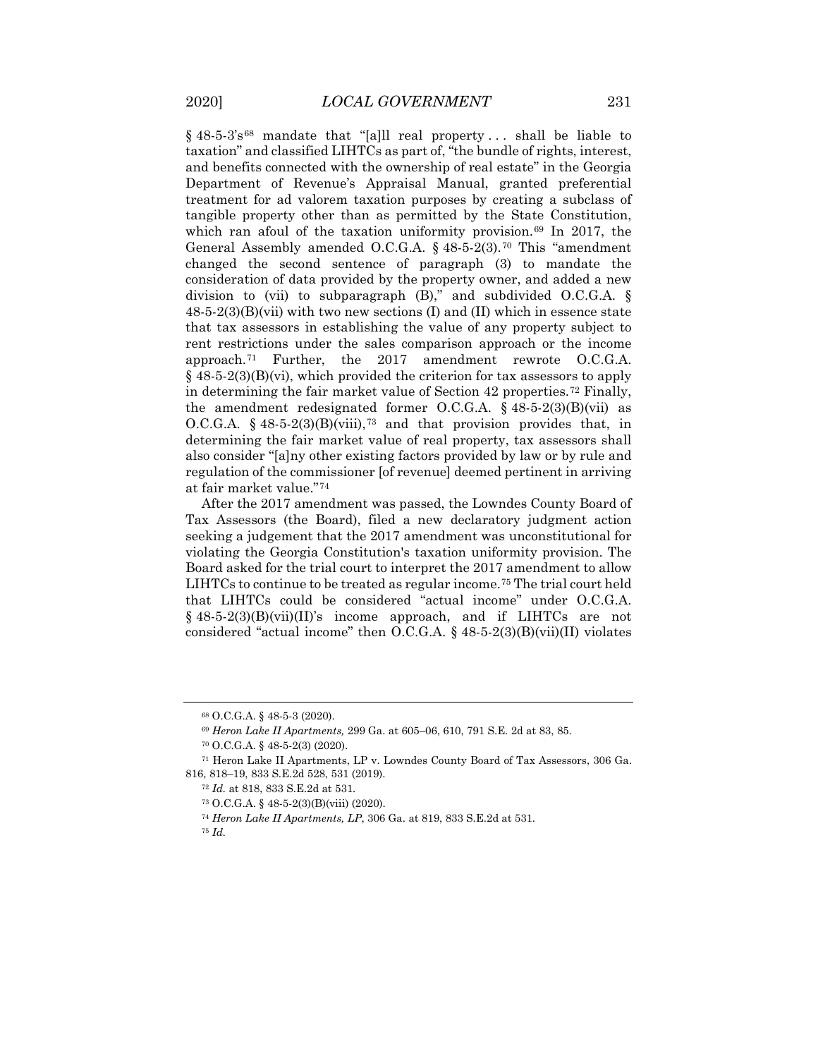§ 48-5-3's[68] mandate that "[a]ll real property . . . shall be liable to taxation" and classified LIHTCs as part of, "the bundle of rights, interest, and benefits connected with the ownership of real estate" in the Georgia Department of Revenue's Appraisal Manual, granted preferential treatment for ad valorem taxation purposes by creating a subclass of tangible property other than as permitted by the State Constitution, which ran afoul of the taxation uniformity provision.[69] In 2017, the General Assembly amended O.C.G.A. § 48-5-2(3).[70] This "amendment changed the second sentence of paragraph (3) to mandate the consideration of data provided by the property owner, and added a new division to (vii) to subparagraph (B)," and subdivided O.C.G.A. § 48-5-2(3)(B)(vii) with two new sections (I) and (II) which in essence state that tax assessors in establishing the value of any property subject to rent restrictions under the sales comparison approach or the income approach.[71] Further, the 2017 amendment rewrote O.C.G.A. § 48-5-2(3)(B)(vi), which provided the criterion for tax assessors to apply in determining the fair market value of Section 42 properties.[72] Finally, the amendment redesignated former O.C.G.A. § 48-5-2(3)(B)(vii) as O.C.G.A. § 48-5-2(3)(B)(viii),[73] and that provision provides that, in determining the fair market value of real property, tax assessors shall also consider "[a]ny other existing factors provided by law or by rule and regulation of the commissioner [of revenue] deemed pertinent in arriving at fair market value."[74]

After the 2017 amendment was passed, the Lowndes County Board of Tax Assessors (the Board), filed a new declaratory judgment action seeking a judgement that the 2017 amendment was unconstitutional for violating the Georgia Constitution's taxation uniformity provision. The Board asked for the trial court to interpret the 2017 amendment to allow LIHTCs to continue to be treated as regular income.[75] The trial court held that LIHTCs could be considered "actual income" under O.C.G.A. § 48-5-2(3)(B)(vii)(II)'s income approach, and if LIHTCs are not considered "actual income" then O.C.G.A. § 48-5-2(3)(B)(vii)(II) violates

---

[68] O.C.G.A. § 48-5-3 (2020).

[69] *Heron Lake II Apartments,* 299 Ga. at 605–06, 610, 791 S.E. 2d at 83, 85.

[70] O.C.G.A. § 48-5-2(3) (2020).

[71] Heron Lake II Apartments, LP v. Lowndes County Board of Tax Assessors, 306 Ga. 816, 818–19, 833 S.E.2d 528, 531 (2019).

[72] *Id.* at 818, 833 S.E.2d at 531.

[73] O.C.G.A. § 48-5-2(3)(B)(viii) (2020).

[74] *Heron Lake II Apartments, LP*, 306 Ga. at 819, 833 S.E.2d at 531.

[75] *Id.*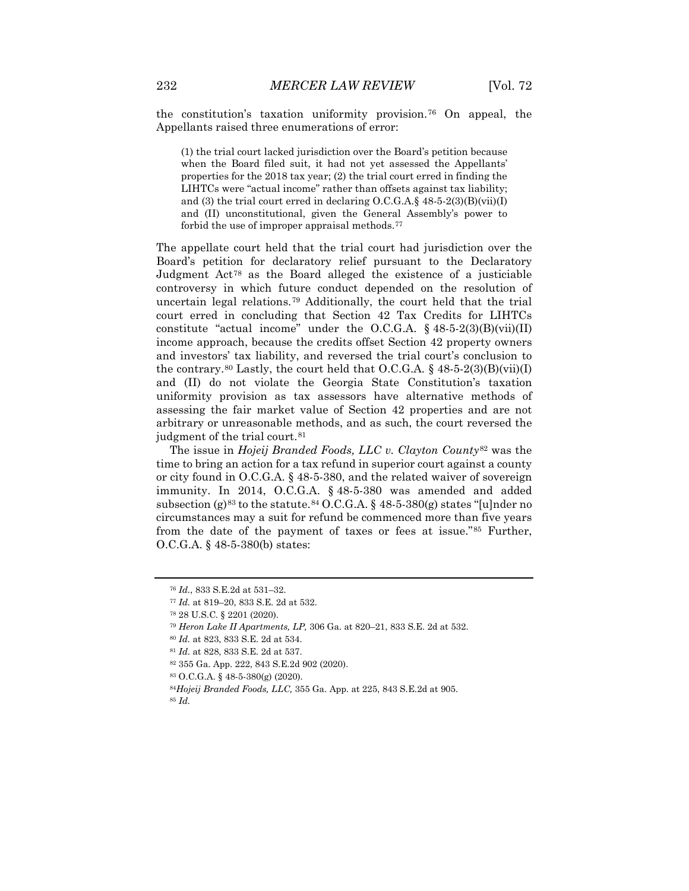the constitution's taxation uniformity provision.[76] On appeal, the Appellants raised three enumerations of error:

> (1) the trial court lacked jurisdiction over the Board's petition because when the Board filed suit, it had not yet assessed the Appellants' properties for the 2018 tax year; (2) the trial court erred in finding the LIHTCs were "actual income" rather than offsets against tax liability; and (3) the trial court erred in declaring O.C.G.A.§ 48-5-2(3)(B)(vii)(I) and (II) unconstitutional, given the General Assembly's power to forbid the use of improper appraisal methods.[77]

The appellate court held that the trial court had jurisdiction over the Board's petition for declaratory relief pursuant to the Declaratory Judgment Act[78] as the Board alleged the existence of a justiciable controversy in which future conduct depended on the resolution of uncertain legal relations.[79] Additionally, the court held that the trial court erred in concluding that Section 42 Tax Credits for LIHTCs constitute "actual income" under the O.C.G.A. § 48-5-2(3)(B)(vii)(II) income approach, because the credits offset Section 42 property owners and investors' tax liability, and reversed the trial court's conclusion to the contrary.[80] Lastly, the court held that O.C.G.A. § 48-5-2(3)(B)(vii)(I) and (II) do not violate the Georgia State Constitution's taxation uniformity provision as tax assessors have alternative methods of assessing the fair market value of Section 42 properties and are not arbitrary or unreasonable methods, and as such, the court reversed the judgment of the trial court.[81]

The issue in *Hojeij Branded Foods, LLC v. Clayton County*[82] was the time to bring an action for a tax refund in superior court against a county or city found in O.C.G.A. § 48-5-380, and the related waiver of sovereign immunity. In 2014, O.C.G.A. § 48-5-380 was amended and added subsection (g)[83] to the statute.[84] O.C.G.A. § 48-5-380(g) states "[u]nder no circumstances may a suit for refund be commenced more than five years from the date of the payment of taxes or fees at issue."[85] Further, O.C.G.A. § 48-5-380(b) states:

---

[76] *Id.*, 833 S.E.2d at 531–32.

[77] *Id.* at 819–20, 833 S.E. 2d at 532.

[78] 28 U.S.C. § 2201 (2020).

[79] *Heron Lake II Apartments, LP,* 306 Ga. at 820–21, 833 S.E. 2d at 532.

[80] *Id.* at 823, 833 S.E. 2d at 534.

[81] *Id.* at 828, 833 S.E. 2d at 537.

[82] 355 Ga. App. 222, 843 S.E.2d 902 (2020).

[83] O.C.G.A. § 48-5-380(g) (2020).

[84] *Hojeij Branded Foods, LLC,* 355 Ga. App. at 225, 843 S.E.2d at 905.

[85] *Id.*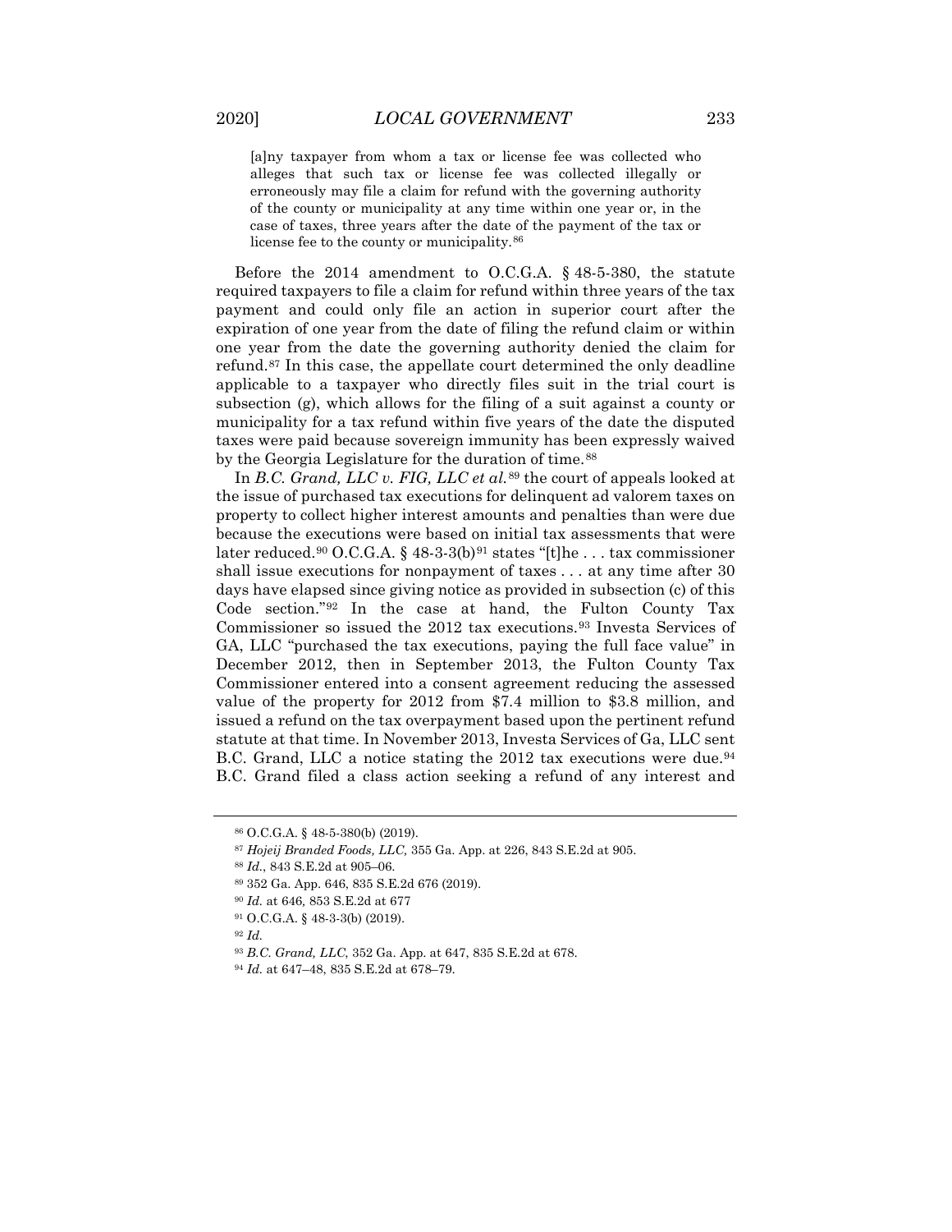> [a]ny taxpayer from whom a tax or license fee was collected who alleges that such tax or license fee was collected illegally or erroneously may file a claim for refund with the governing authority of the county or municipality at any time within one year or, in the case of taxes, three years after the date of the payment of the tax or license fee to the county or municipality.[86]

Before the 2014 amendment to O.C.G.A. § 48-5-380, the statute required taxpayers to file a claim for refund within three years of the tax payment and could only file an action in superior court after the expiration of one year from the date of filing the refund claim or within one year from the date the governing authority denied the claim for refund.[87] In this case, the appellate court determined the only deadline applicable to a taxpayer who directly files suit in the trial court is subsection (g), which allows for the filing of a suit against a county or municipality for a tax refund within five years of the date the disputed taxes were paid because sovereign immunity has been expressly waived by the Georgia Legislature for the duration of time.[88]

In *B.C. Grand, LLC v. FIG, LLC et al.*[89] the court of appeals looked at the issue of purchased tax executions for delinquent ad valorem taxes on property to collect higher interest amounts and penalties than were due because the executions were based on initial tax assessments that were later reduced.[90] O.C.G.A. § 48-3-3(b)[91] states "[t]he . . . tax commissioner shall issue executions for nonpayment of taxes . . . at any time after 30 days have elapsed since giving notice as provided in subsection (c) of this Code section."[92] In the case at hand, the Fulton County Tax Commissioner so issued the 2012 tax executions.[93] Investa Services of GA, LLC "purchased the tax executions, paying the full face value" in December 2012, then in September 2013, the Fulton County Tax Commissioner entered into a consent agreement reducing the assessed value of the property for 2012 from $7.4 million to $3.8 million, and issued a refund on the tax overpayment based upon the pertinent refund statute at that time. In November 2013, Investa Services of Ga, LLC sent B.C. Grand, LLC a notice stating the 2012 tax executions were due.[94] B.C. Grand filed a class action seeking a refund of any interest and

---

[86] O.C.G.A. § 48-5-380(b) (2019).

[87] *Hojeij Branded Foods, LLC,* 355 Ga. App. at 226, 843 S.E.2d at 905.

[88] *Id.*, 843 S.E.2d at 905–06.

[89] 352 Ga. App. 646, 835 S.E.2d 676 (2019).

[90] *Id.* at 646, 853 S.E.2d at 677

[91] O.C.G.A. § 48-3-3(b) (2019).

[92] *Id.*

[93] *B.C. Grand, LLC,* 352 Ga. App. at 647, 835 S.E.2d at 678.

[94] *Id.* at 647–48, 835 S.E.2d at 678–79.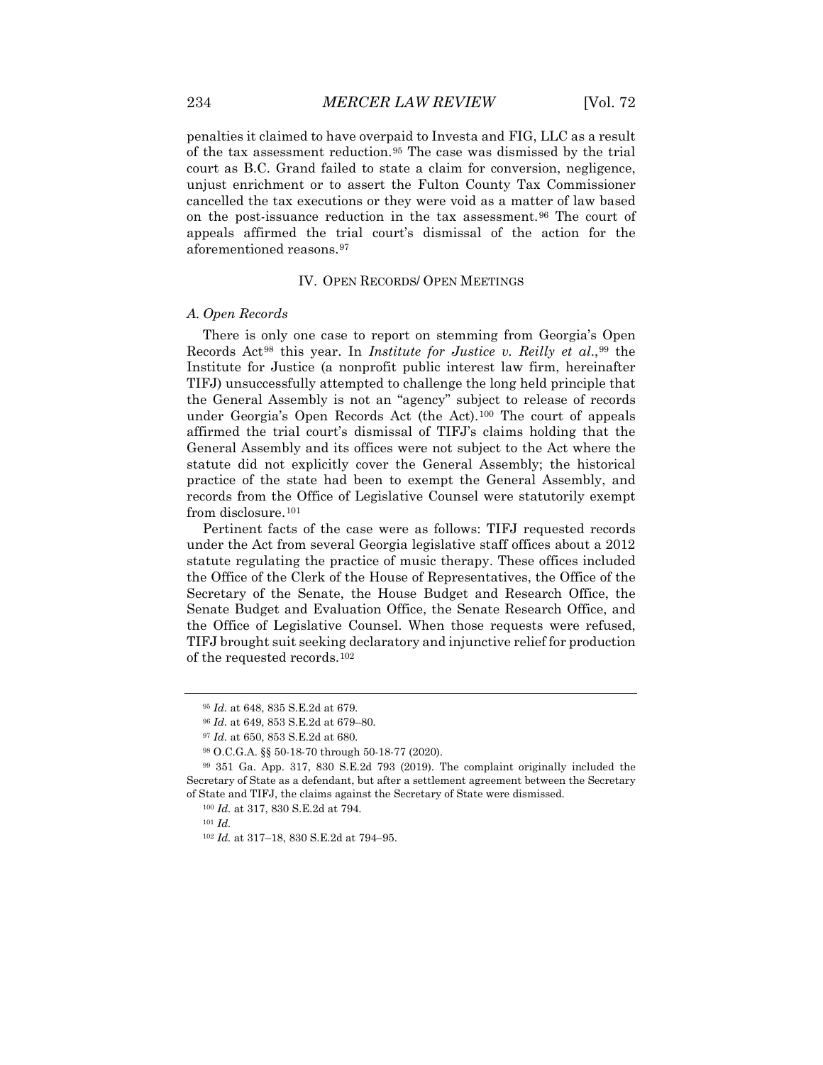penalties it claimed to have overpaid to Investa and FIG, LLC as a result of the tax assessment reduction.[95] The case was dismissed by the trial court as B.C. Grand failed to state a claim for conversion, negligence, unjust enrichment or to assert the Fulton County Tax Commissioner cancelled the tax executions or they were void as a matter of law based on the post-issuance reduction in the tax assessment.[96] The court of appeals affirmed the trial court's dismissal of the action for the aforementioned reasons.[97]

## IV. OPEN RECORDS/ OPEN MEETINGS

### *A. Open Records*

There is only one case to report on stemming from Georgia's Open Records Act[98] this year. In *Institute for Justice v. Reilly et al.*,[99] the Institute for Justice (a nonprofit public interest law firm, hereinafter TIFJ) unsuccessfully attempted to challenge the long held principle that the General Assembly is not an "agency" subject to release of records under Georgia's Open Records Act (the Act).[100] The court of appeals affirmed the trial court's dismissal of TIFJ's claims holding that the General Assembly and its offices were not subject to the Act where the statute did not explicitly cover the General Assembly; the historical practice of the state had been to exempt the General Assembly, and records from the Office of Legislative Counsel were statutorily exempt from disclosure.[101]

Pertinent facts of the case were as follows: TIFJ requested records under the Act from several Georgia legislative staff offices about a 2012 statute regulating the practice of music therapy. These offices included the Office of the Clerk of the House of Representatives, the Office of the Secretary of the Senate, the House Budget and Research Office, the Senate Budget and Evaluation Office, the Senate Research Office, and the Office of Legislative Counsel. When those requests were refused, TIFJ brought suit seeking declaratory and injunctive relief for production of the requested records.[102]

---

[95] *Id.* at 648, 835 S.E.2d at 679.

[96] *Id.* at 649, 853 S.E.2d at 679–80.

[97] *Id.* at 650, 853 S.E.2d at 680.

[98] O.C.G.A. §§ 50-18-70 through 50-18-77 (2020).

[99] 351 Ga. App. 317, 830 S.E.2d 793 (2019). The complaint originally included the Secretary of State as a defendant, but after a settlement agreement between the Secretary of State and TIFJ, the claims against the Secretary of State were dismissed.

[100] *Id.* at 317, 830 S.E.2d at 794.

[101] *Id.*

[102] *Id.* at 317–18, 830 S.E.2d at 794–95.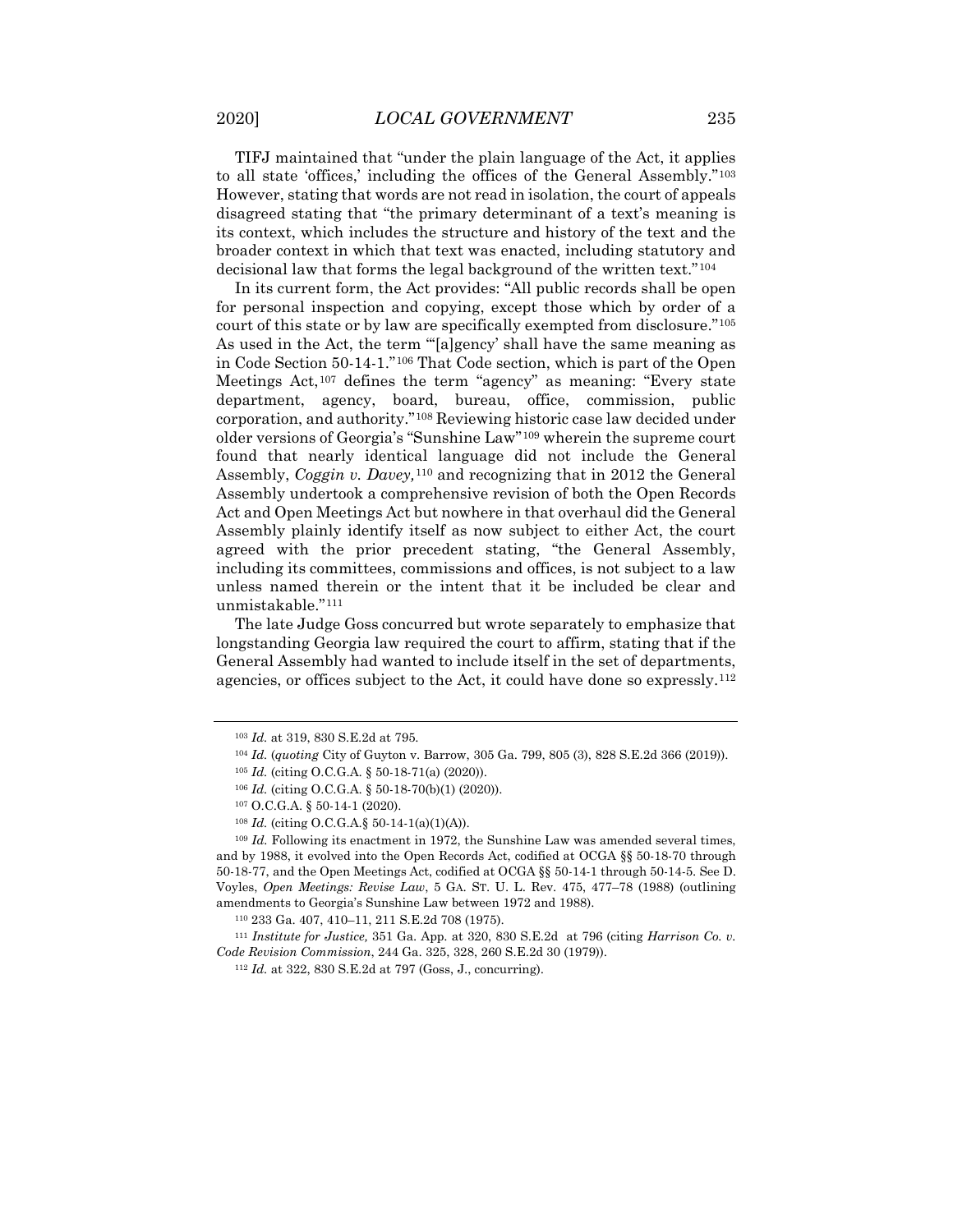TIFJ maintained that "under the plain language of the Act, it applies to all state 'offices,' including the offices of the General Assembly."[103] However, stating that words are not read in isolation, the court of appeals disagreed stating that "the primary determinant of a text's meaning is its context, which includes the structure and history of the text and the broader context in which that text was enacted, including statutory and decisional law that forms the legal background of the written text."[104]

In its current form, the Act provides: "All public records shall be open for personal inspection and copying, except those which by order of a court of this state or by law are specifically exempted from disclosure."[105] As used in the Act, the term "'[a]gency' shall have the same meaning as in Code Section 50-14-1."[106] That Code section, which is part of the Open Meetings Act,[107] defines the term "agency" as meaning: "Every state department, agency, board, bureau, office, commission, public corporation, and authority."[108] Reviewing historic case law decided under older versions of Georgia's "Sunshine Law"[109] wherein the supreme court found that nearly identical language did not include the General Assembly, *Coggin v. Davey,*[110] and recognizing that in 2012 the General Assembly undertook a comprehensive revision of both the Open Records Act and Open Meetings Act but nowhere in that overhaul did the General Assembly plainly identify itself as now subject to either Act, the court agreed with the prior precedent stating, "the General Assembly, including its committees, commissions and offices, is not subject to a law unless named therein or the intent that it be included be clear and unmistakable."[111]

The late Judge Goss concurred but wrote separately to emphasize that longstanding Georgia law required the court to affirm, stating that if the General Assembly had wanted to include itself in the set of departments, agencies, or offices subject to the Act, it could have done so expressly.[112]

---

[103] *Id.* at 319, 830 S.E.2d at 795.

[104] *Id.* (*quoting* City of Guyton v. Barrow, 305 Ga. 799, 805 (3), 828 S.E.2d 366 (2019)).

[105] *Id.* (citing O.C.G.A. § 50-18-71(a) (2020)).

[106] *Id.* (citing O.C.G.A. § 50-18-70(b)(1) (2020)).

[107] O.C.G.A. § 50-14-1 (2020).

[108] *Id.* (citing O.C.G.A.§ 50-14-1(a)(1)(A)).

[109] *Id.* Following its enactment in 1972, the Sunshine Law was amended several times, and by 1988, it evolved into the Open Records Act, codified at OCGA §§ 50-18-70 through 50-18-77, and the Open Meetings Act, codified at OCGA §§ 50-14-1 through 50-14-5. See D. Voyles, *Open Meetings: Revise Law*, 5 GA. ST. U. L. Rev. 475, 477–78 (1988) (outlining amendments to Georgia's Sunshine Law between 1972 and 1988).

[110] 233 Ga. 407, 410–11, 211 S.E.2d 708 (1975).

[111] *Institute for Justice,* 351 Ga. App. at 320, 830 S.E.2d at 796 (citing *Harrison Co. v. Code Revision Commission*, 244 Ga. 325, 328, 260 S.E.2d 30 (1979)).

[112] *Id.* at 322, 830 S.E.2d at 797 (Goss, J., concurring).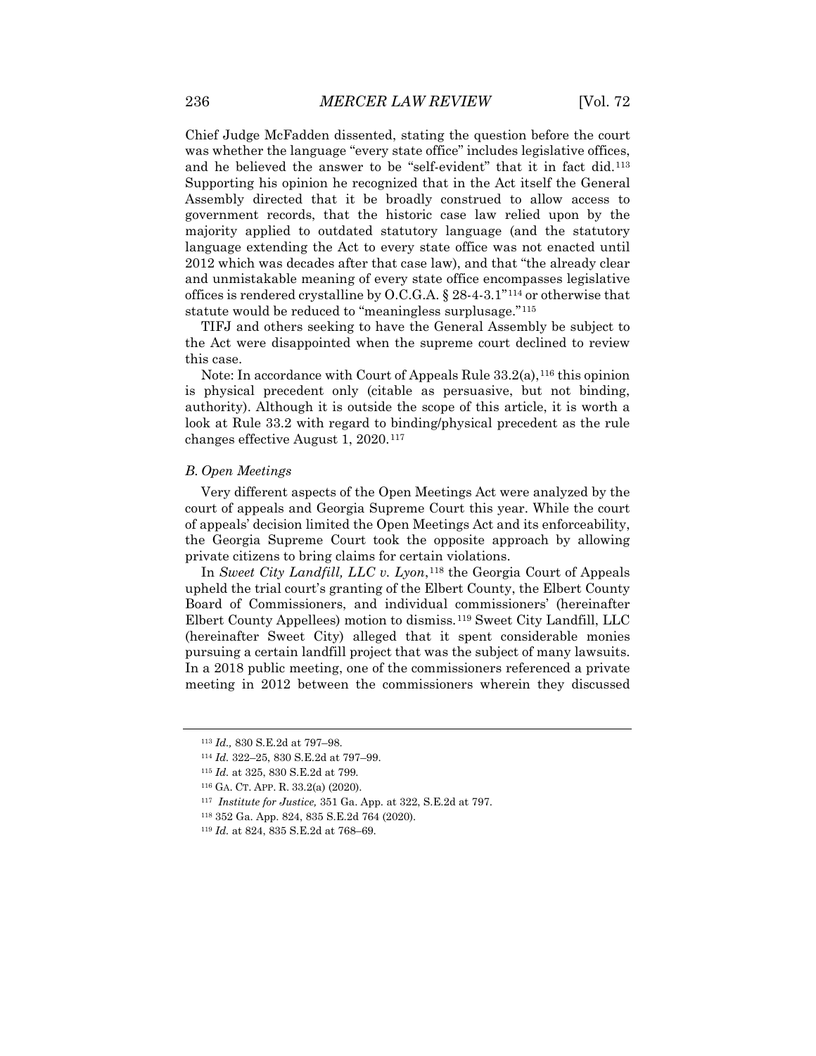Chief Judge McFadden dissented, stating the question before the court was whether the language "every state office" includes legislative offices, and he believed the answer to be "self-evident" that it in fact did.[113] Supporting his opinion he recognized that in the Act itself the General Assembly directed that it be broadly construed to allow access to government records, that the historic case law relied upon by the majority applied to outdated statutory language (and the statutory language extending the Act to every state office was not enacted until 2012 which was decades after that case law), and that "the already clear and unmistakable meaning of every state office encompasses legislative offices is rendered crystalline by O.C.G.A. § 28-4-3.1"[114] or otherwise that statute would be reduced to "meaningless surplusage."[115]

TIFJ and others seeking to have the General Assembly be subject to the Act were disappointed when the supreme court declined to review this case.

Note: In accordance with Court of Appeals Rule 33.2(a),[116] this opinion is physical precedent only (citable as persuasive, but not binding, authority). Although it is outside the scope of this article, it is worth a look at Rule 33.2 with regard to binding/physical precedent as the rule changes effective August 1, 2020.[117]

### *B. Open Meetings*

Very different aspects of the Open Meetings Act were analyzed by the court of appeals and Georgia Supreme Court this year. While the court of appeals' decision limited the Open Meetings Act and its enforceability, the Georgia Supreme Court took the opposite approach by allowing private citizens to bring claims for certain violations.

In *Sweet City Landfill, LLC v. Lyon*,[118] the Georgia Court of Appeals upheld the trial court's granting of the Elbert County, the Elbert County Board of Commissioners, and individual commissioners' (hereinafter Elbert County Appellees) motion to dismiss.[119] Sweet City Landfill, LLC (hereinafter Sweet City) alleged that it spent considerable monies pursuing a certain landfill project that was the subject of many lawsuits. In a 2018 public meeting, one of the commissioners referenced a private meeting in 2012 between the commissioners wherein they discussed

---

[113] *Id.,* 830 S.E.2d at 797–98.

[114] *Id.* 322–25, 830 S.E.2d at 797–99.

[115] *Id.* at 325, 830 S.E.2d at 799.

[116] GA. CT. APP. R. 33.2(a) (2020).

[117] *Institute for Justice,* 351 Ga. App. at 322, S.E.2d at 797.

[118] 352 Ga. App. 824, 835 S.E.2d 764 (2020).

[119] *Id.* at 824, 835 S.E.2d at 768–69.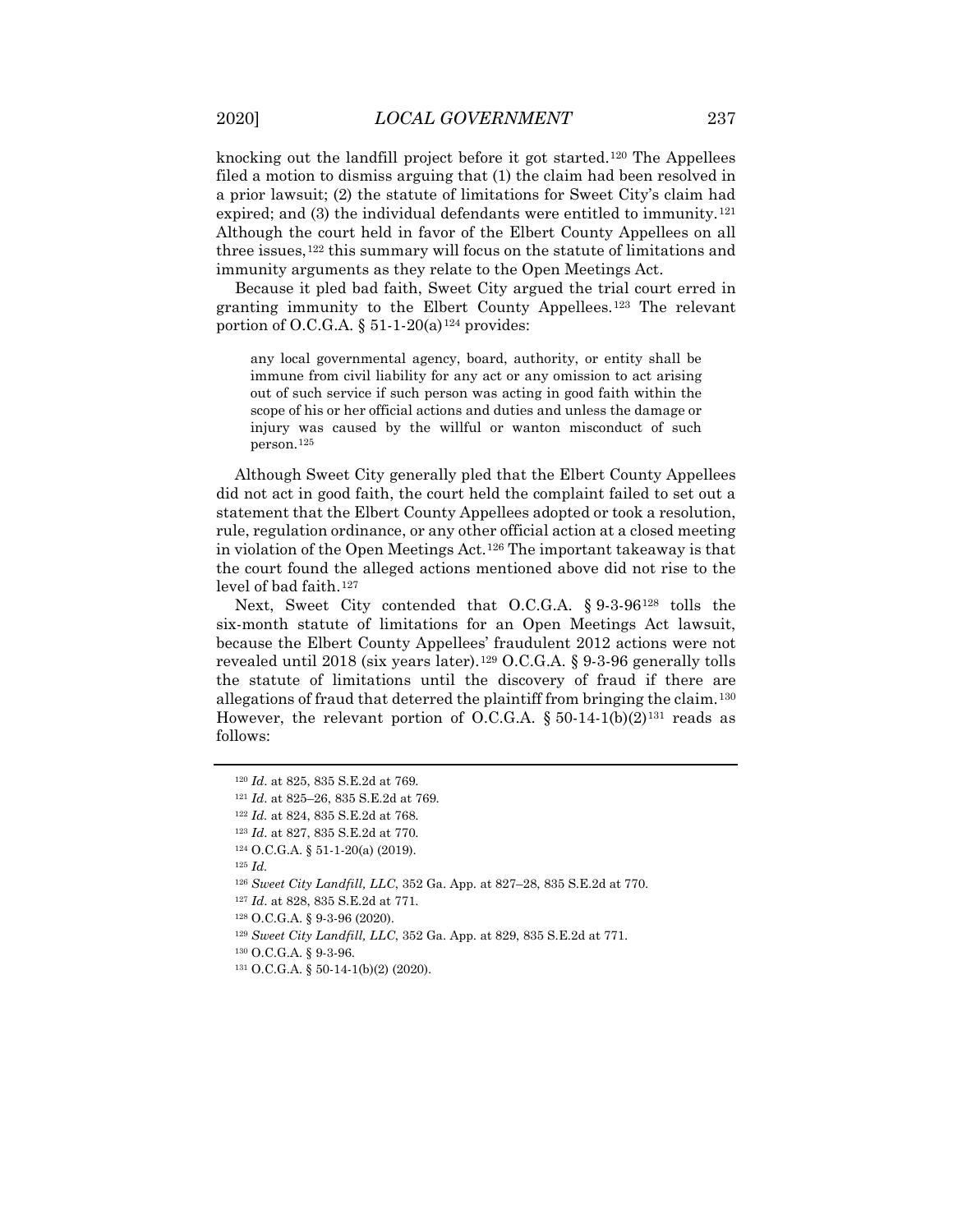knocking out the landfill project before it got started.[120] The Appellees filed a motion to dismiss arguing that (1) the claim had been resolved in a prior lawsuit; (2) the statute of limitations for Sweet City's claim had expired; and (3) the individual defendants were entitled to immunity.[121] Although the court held in favor of the Elbert County Appellees on all three issues,[122] this summary will focus on the statute of limitations and immunity arguments as they relate to the Open Meetings Act.

Because it pled bad faith, Sweet City argued the trial court erred in granting immunity to the Elbert County Appellees.[123] The relevant portion of O.C.G.A. § 51-1-20(a)[124] provides:

> any local governmental agency, board, authority, or entity shall be immune from civil liability for any act or any omission to act arising out of such service if such person was acting in good faith within the scope of his or her official actions and duties and unless the damage or injury was caused by the willful or wanton misconduct of such person.[125]

Although Sweet City generally pled that the Elbert County Appellees did not act in good faith, the court held the complaint failed to set out a statement that the Elbert County Appellees adopted or took a resolution, rule, regulation ordinance, or any other official action at a closed meeting in violation of the Open Meetings Act.[126] The important takeaway is that the court found the alleged actions mentioned above did not rise to the level of bad faith.[127]

Next, Sweet City contended that O.C.G.A. § 9-3-96[128] tolls the six-month statute of limitations for an Open Meetings Act lawsuit, because the Elbert County Appellees' fraudulent 2012 actions were not revealed until 2018 (six years later).[129] O.C.G.A. § 9-3-96 generally tolls the statute of limitations until the discovery of fraud if there are allegations of fraud that deterred the plaintiff from bringing the claim.[130] However, the relevant portion of O.C.G.A. § 50-14-1(b)(2)[131] reads as follows:

---

[120] *Id*. at 825, 835 S.E.2d at 769.

[121] *Id*. at 825–26, 835 S.E.2d at 769.

[122] *Id.* at 824, 835 S.E.2d at 768.

[123] *Id*. at 827, 835 S.E.2d at 770.

[124] O.C.G.A. § 51-1-20(a) (2019).

[125] *Id.*

[126] *Sweet City Landfill, LLC*, 352 Ga. App. at 827–28, 835 S.E.2d at 770.

[127] *Id*. at 828, 835 S.E.2d at 771.

[128] O.C.G.A. § 9-3-96 (2020).

[129] *Sweet City Landfill, LLC*, 352 Ga. App. at 829, 835 S.E.2d at 771.

[130] O.C.G.A. § 9-3-96.

[131] O.C.G.A. § 50-14-1(b)(2) (2020).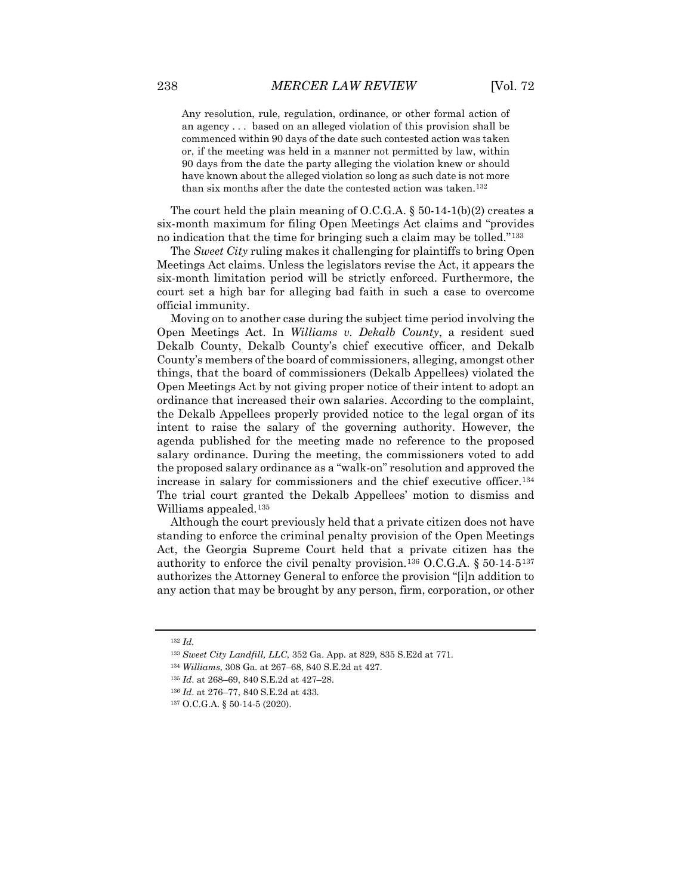> Any resolution, rule, regulation, ordinance, or other formal action of an agency . . . based on an alleged violation of this provision shall be commenced within 90 days of the date such contested action was taken or, if the meeting was held in a manner not permitted by law, within 90 days from the date the party alleging the violation knew or should have known about the alleged violation so long as such date is not more than six months after the date the contested action was taken.[132]

The court held the plain meaning of O.C.G.A. § 50-14-1(b)(2) creates a six-month maximum for filing Open Meetings Act claims and "provides no indication that the time for bringing such a claim may be tolled."[133]

The *Sweet City* ruling makes it challenging for plaintiffs to bring Open Meetings Act claims. Unless the legislators revise the Act, it appears the six-month limitation period will be strictly enforced. Furthermore, the court set a high bar for alleging bad faith in such a case to overcome official immunity.

Moving on to another case during the subject time period involving the Open Meetings Act. In *Williams v. Dekalb County*, a resident sued Dekalb County, Dekalb County's chief executive officer, and Dekalb County's members of the board of commissioners, alleging, amongst other things, that the board of commissioners (Dekalb Appellees) violated the Open Meetings Act by not giving proper notice of their intent to adopt an ordinance that increased their own salaries. According to the complaint, the Dekalb Appellees properly provided notice to the legal organ of its intent to raise the salary of the governing authority. However, the agenda published for the meeting made no reference to the proposed salary ordinance. During the meeting, the commissioners voted to add the proposed salary ordinance as a "walk-on" resolution and approved the increase in salary for commissioners and the chief executive officer.[134] The trial court granted the Dekalb Appellees' motion to dismiss and Williams appealed.[135]

Although the court previously held that a private citizen does not have standing to enforce the criminal penalty provision of the Open Meetings Act, the Georgia Supreme Court held that a private citizen has the authority to enforce the civil penalty provision.[136] O.C.G.A. § 50-14-5[137] authorizes the Attorney General to enforce the provision "[i]n addition to any action that may be brought by any person, firm, corporation, or other

---

[132] *Id.*

[133] *Sweet City Landfill, LLC*, 352 Ga. App. at 829, 835 S.E2d at 771.

[134] *Williams,* 308 Ga. at 267–68, 840 S.E.2d at 427.

[135] *Id.* at 268–69, 840 S.E.2d at 427–28.

[136] *Id.* at 276–77, 840 S.E.2d at 433.

[137] O.C.G.A. § 50-14-5 (2020).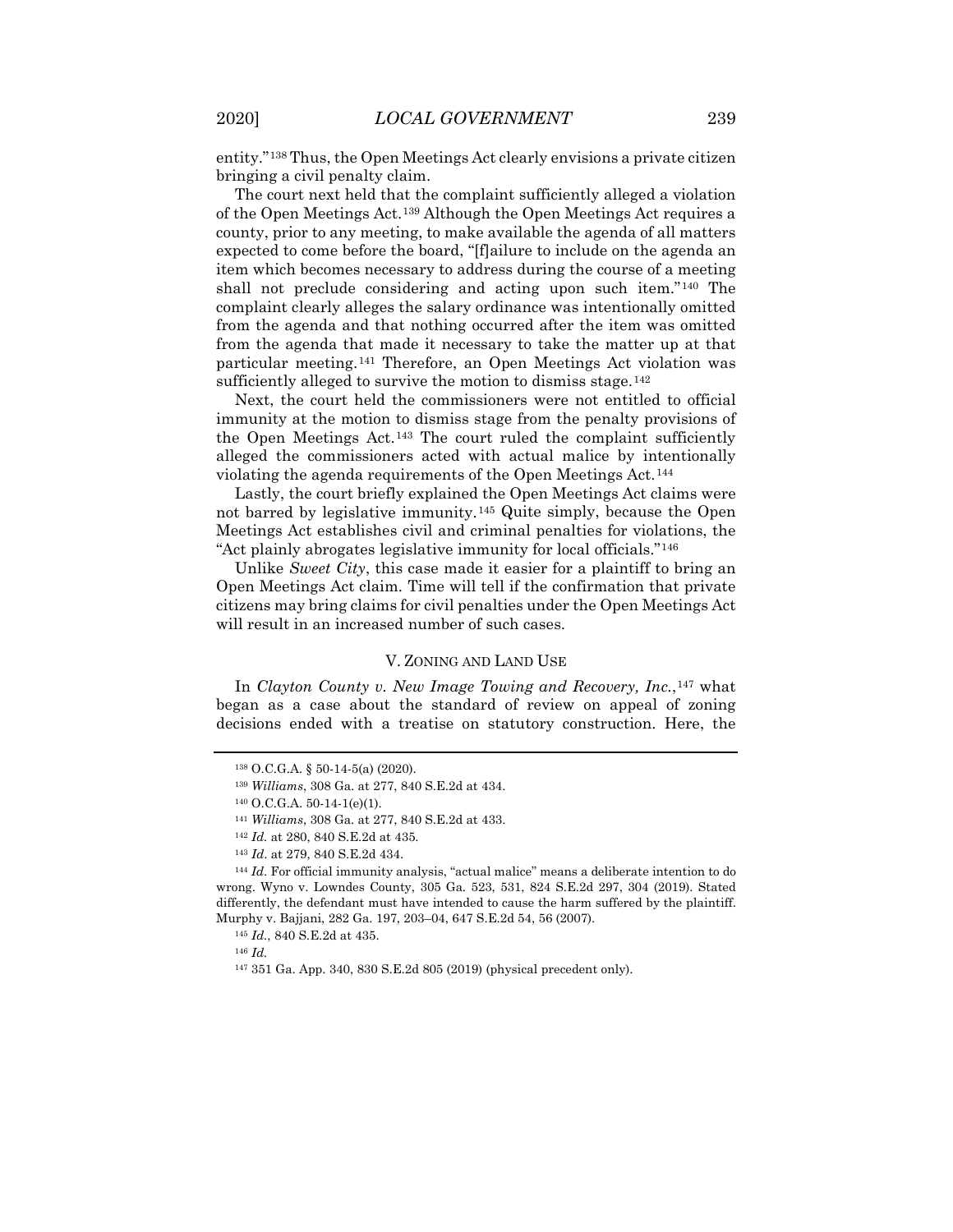entity."[138] Thus, the Open Meetings Act clearly envisions a private citizen bringing a civil penalty claim.

The court next held that the complaint sufficiently alleged a violation of the Open Meetings Act.[139] Although the Open Meetings Act requires a county, prior to any meeting, to make available the agenda of all matters expected to come before the board, "[f]ailure to include on the agenda an item which becomes necessary to address during the course of a meeting shall not preclude considering and acting upon such item."[140] The complaint clearly alleges the salary ordinance was intentionally omitted from the agenda and that nothing occurred after the item was omitted from the agenda that made it necessary to take the matter up at that particular meeting.[141] Therefore, an Open Meetings Act violation was sufficiently alleged to survive the motion to dismiss stage.[142]

Next, the court held the commissioners were not entitled to official immunity at the motion to dismiss stage from the penalty provisions of the Open Meetings Act.[143] The court ruled the complaint sufficiently alleged the commissioners acted with actual malice by intentionally violating the agenda requirements of the Open Meetings Act.[144]

Lastly, the court briefly explained the Open Meetings Act claims were not barred by legislative immunity.[145] Quite simply, because the Open Meetings Act establishes civil and criminal penalties for violations, the "Act plainly abrogates legislative immunity for local officials."[146]

Unlike *Sweet City*, this case made it easier for a plaintiff to bring an Open Meetings Act claim. Time will tell if the confirmation that private citizens may bring claims for civil penalties under the Open Meetings Act will result in an increased number of such cases.

## V. ZONING AND LAND USE

In *Clayton County v. New Image Towing and Recovery, Inc.*,[147] what began as a case about the standard of review on appeal of zoning decisions ended with a treatise on statutory construction. Here, the

---

[138] O.C.G.A. § 50-14-5(a) (2020).

[139] *Williams*, 308 Ga. at 277, 840 S.E.2d at 434.

[140] O.C.G.A. 50-14-1(e)(1).

[141] *Williams*, 308 Ga. at 277, 840 S.E.2d at 433.

[142] *Id.* at 280, 840 S.E.2d at 435.

[143] *Id*. at 279, 840 S.E.2d 434.

[144] *Id*. For official immunity analysis, "actual malice" means a deliberate intention to do wrong. Wyno v. Lowndes County, 305 Ga. 523, 531, 824 S.E.2d 297, 304 (2019). Stated differently, the defendant must have intended to cause the harm suffered by the plaintiff. Murphy v. Bajjani, 282 Ga. 197, 203–04, 647 S.E.2d 54, 56 (2007).

[145] *Id.*, 840 S.E.2d at 435.

[146] *Id.*

[147] 351 Ga. App. 340, 830 S.E.2d 805 (2019) (physical precedent only).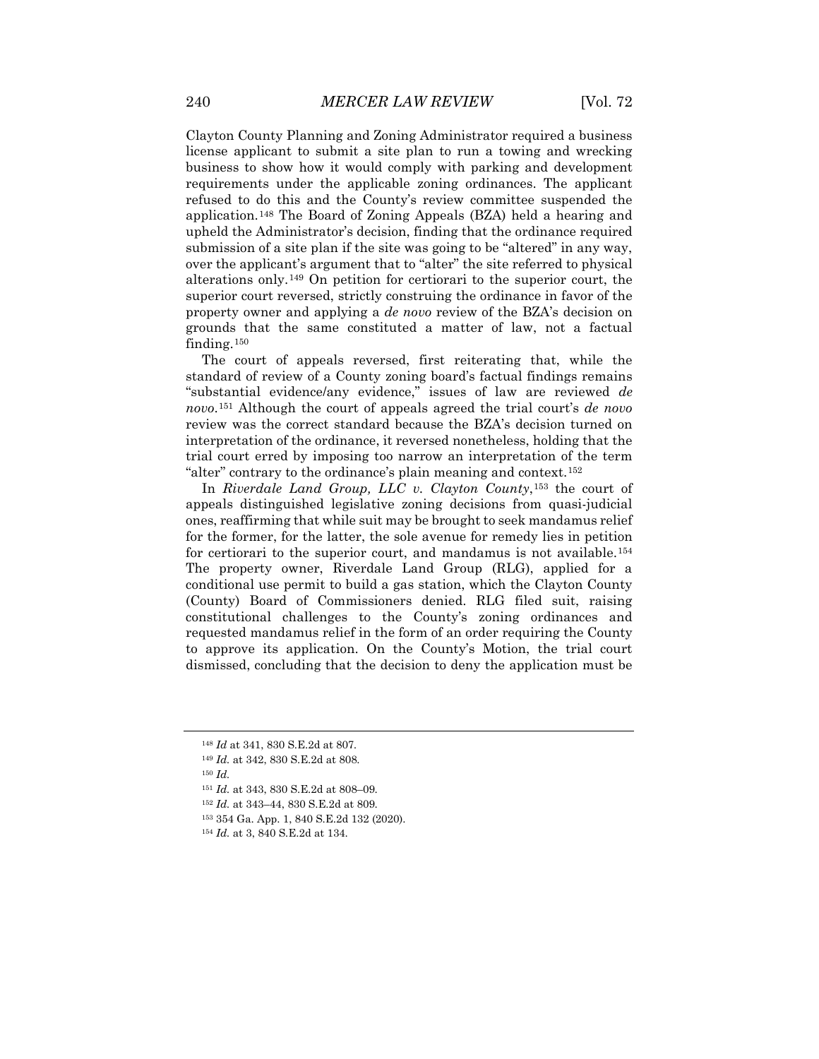Clayton County Planning and Zoning Administrator required a business license applicant to submit a site plan to run a towing and wrecking business to show how it would comply with parking and development requirements under the applicable zoning ordinances. The applicant refused to do this and the County's review committee suspended the application.[148] The Board of Zoning Appeals (BZA) held a hearing and upheld the Administrator's decision, finding that the ordinance required submission of a site plan if the site was going to be "altered" in any way, over the applicant's argument that to "alter" the site referred to physical alterations only.[149] On petition for certiorari to the superior court, the superior court reversed, strictly construing the ordinance in favor of the property owner and applying a *de novo* review of the BZA's decision on grounds that the same constituted a matter of law, not a factual finding.[150]

The court of appeals reversed, first reiterating that, while the standard of review of a County zoning board's factual findings remains "substantial evidence/any evidence," issues of law are reviewed *de novo*.[151] Although the court of appeals agreed the trial court's *de novo* review was the correct standard because the BZA's decision turned on interpretation of the ordinance, it reversed nonetheless, holding that the trial court erred by imposing too narrow an interpretation of the term "alter" contrary to the ordinance's plain meaning and context.[152]

In *Riverdale Land Group, LLC v. Clayton County*,[153] the court of appeals distinguished legislative zoning decisions from quasi-judicial ones, reaffirming that while suit may be brought to seek mandamus relief for the former, for the latter, the sole avenue for remedy lies in petition for certiorari to the superior court, and mandamus is not available.[154] The property owner, Riverdale Land Group (RLG), applied for a conditional use permit to build a gas station, which the Clayton County (County) Board of Commissioners denied. RLG filed suit, raising constitutional challenges to the County's zoning ordinances and requested mandamus relief in the form of an order requiring the County to approve its application. On the County's Motion, the trial court dismissed, concluding that the decision to deny the application must be

---

[148] *Id* at 341, 830 S.E.2d at 807.

[149] *Id.* at 342, 830 S.E.2d at 808.

[150] *Id.*

[151] *Id.* at 343, 830 S.E.2d at 808–09.

[152] *Id.* at 343–44, 830 S.E.2d at 809.

[153] 354 Ga. App. 1, 840 S.E.2d 132 (2020).

[154] *Id.* at 3, 840 S.E.2d at 134.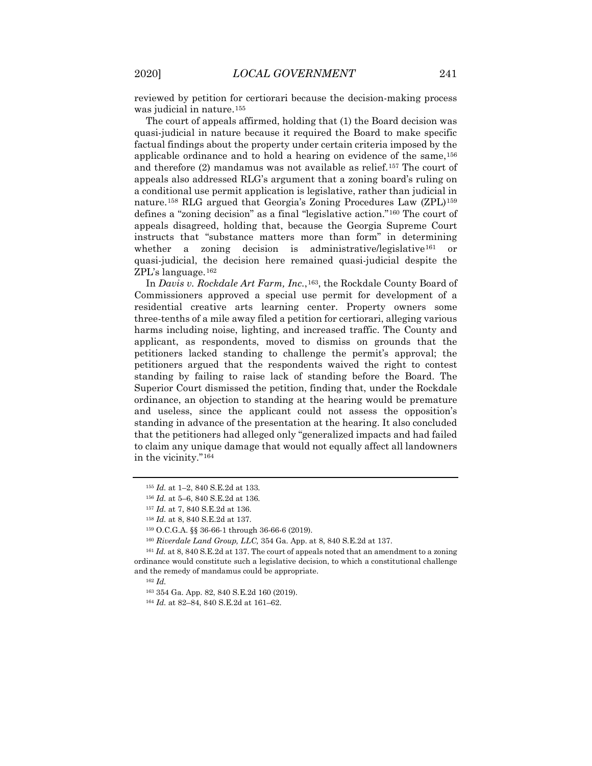reviewed by petition for certiorari because the decision-making process was judicial in nature.[155]

The court of appeals affirmed, holding that (1) the Board decision was quasi-judicial in nature because it required the Board to make specific factual findings about the property under certain criteria imposed by the applicable ordinance and to hold a hearing on evidence of the same,[156] and therefore (2) mandamus was not available as relief.[157] The court of appeals also addressed RLG's argument that a zoning board's ruling on a conditional use permit application is legislative, rather than judicial in nature.[158] RLG argued that Georgia's Zoning Procedures Law (ZPL)[159] defines a "zoning decision" as a final "legislative action."[160] The court of appeals disagreed, holding that, because the Georgia Supreme Court instructs that "substance matters more than form" in determining whether a zoning decision is administrative/legislative[161] or quasi-judicial, the decision here remained quasi-judicial despite the ZPL's language.[162]

In *Davis v. Rockdale Art Farm, Inc.*,[163], the Rockdale County Board of Commissioners approved a special use permit for development of a residential creative arts learning center. Property owners some three-tenths of a mile away filed a petition for certiorari, alleging various harms including noise, lighting, and increased traffic. The County and applicant, as respondents, moved to dismiss on grounds that the petitioners lacked standing to challenge the permit's approval; the petitioners argued that the respondents waived the right to contest standing by failing to raise lack of standing before the Board. The Superior Court dismissed the petition, finding that, under the Rockdale ordinance, an objection to standing at the hearing would be premature and useless, since the applicant could not assess the opposition's standing in advance of the presentation at the hearing. It also concluded that the petitioners had alleged only "generalized impacts and had failed to claim any unique damage that would not equally affect all landowners in the vicinity."[164]

---

[155] *Id.* at 1–2, 840 S.E.2d at 133.

[156] *Id.* at 5–6, 840 S.E.2d at 136.

[157] *Id.* at 7, 840 S.E.2d at 136.

[158] *Id.* at 8, 840 S.E.2d at 137.

[159] O.C.G.A. §§ 36-66-1 through 36-66-6 (2019).

[160] *Riverdale Land Group, LLC,* 354 Ga. App. at 8, 840 S.E.2d at 137.

[161] *Id.* at 8, 840 S.E.2d at 137. The court of appeals noted that an amendment to a zoning ordinance would constitute such a legislative decision, to which a constitutional challenge and the remedy of mandamus could be appropriate.

[162] *Id.*

[163] 354 Ga. App. 82, 840 S.E.2d 160 (2019).

[164] *Id.* at 82–84, 840 S.E.2d at 161–62.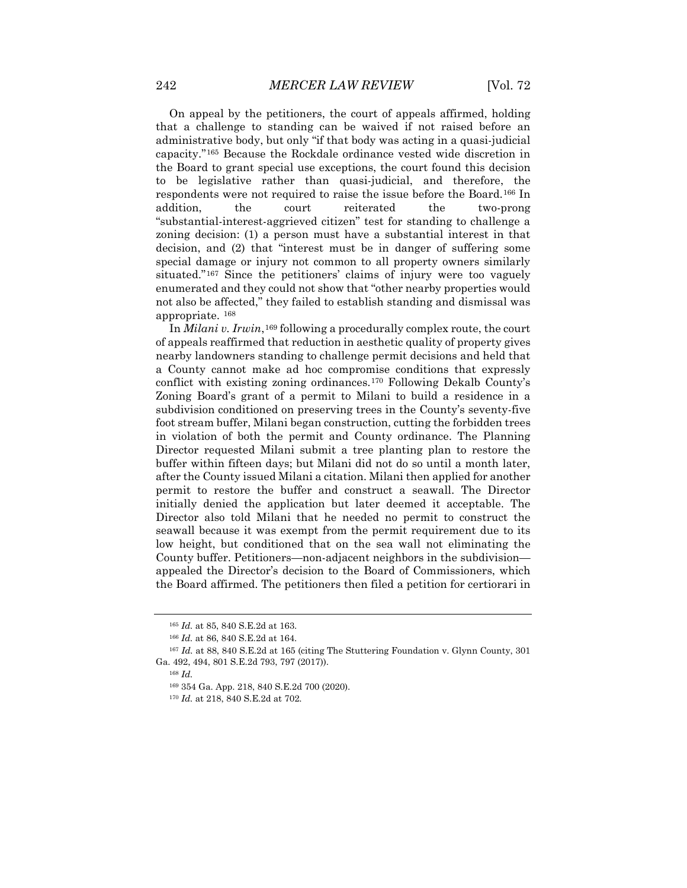On appeal by the petitioners, the court of appeals affirmed, holding that a challenge to standing can be waived if not raised before an administrative body, but only "if that body was acting in a quasi-judicial capacity."[165] Because the Rockdale ordinance vested wide discretion in the Board to grant special use exceptions, the court found this decision to be legislative rather than quasi-judicial, and therefore, the respondents were not required to raise the issue before the Board.[166] In addition, the court reiterated the two-prong "substantial-interest-aggrieved citizen" test for standing to challenge a zoning decision: (1) a person must have a substantial interest in that decision, and (2) that "interest must be in danger of suffering some special damage or injury not common to all property owners similarly situated."[167] Since the petitioners' claims of injury were too vaguely enumerated and they could not show that "other nearby properties would not also be affected," they failed to establish standing and dismissal was appropriate.[168]

In *Milani v. Irwin*,[169] following a procedurally complex route, the court of appeals reaffirmed that reduction in aesthetic quality of property gives nearby landowners standing to challenge permit decisions and held that a County cannot make ad hoc compromise conditions that expressly conflict with existing zoning ordinances.[170] Following Dekalb County's Zoning Board's grant of a permit to Milani to build a residence in a subdivision conditioned on preserving trees in the County's seventy-five foot stream buffer, Milani began construction, cutting the forbidden trees in violation of both the permit and County ordinance. The Planning Director requested Milani submit a tree planting plan to restore the buffer within fifteen days; but Milani did not do so until a month later, after the County issued Milani a citation. Milani then applied for another permit to restore the buffer and construct a seawall. The Director initially denied the application but later deemed it acceptable. The Director also told Milani that he needed no permit to construct the seawall because it was exempt from the permit requirement due to its low height, but conditioned that on the sea wall not eliminating the County buffer. Petitioners—non-adjacent neighbors in the subdivision—appealed the Director's decision to the Board of Commissioners, which the Board affirmed. The petitioners then filed a petition for certiorari in

---

[165] *Id.* at 85, 840 S.E.2d at 163.

[166] *Id.* at 86, 840 S.E.2d at 164.

[167] *Id.* at 88, 840 S.E.2d at 165 (citing The Stuttering Foundation v. Glynn County, 301 Ga. 492, 494, 801 S.E.2d 793, 797 (2017)).

[168] *Id.*

[169] 354 Ga. App. 218, 840 S.E.2d 700 (2020).

[170] *Id.* at 218, 840 S.E.2d at 702.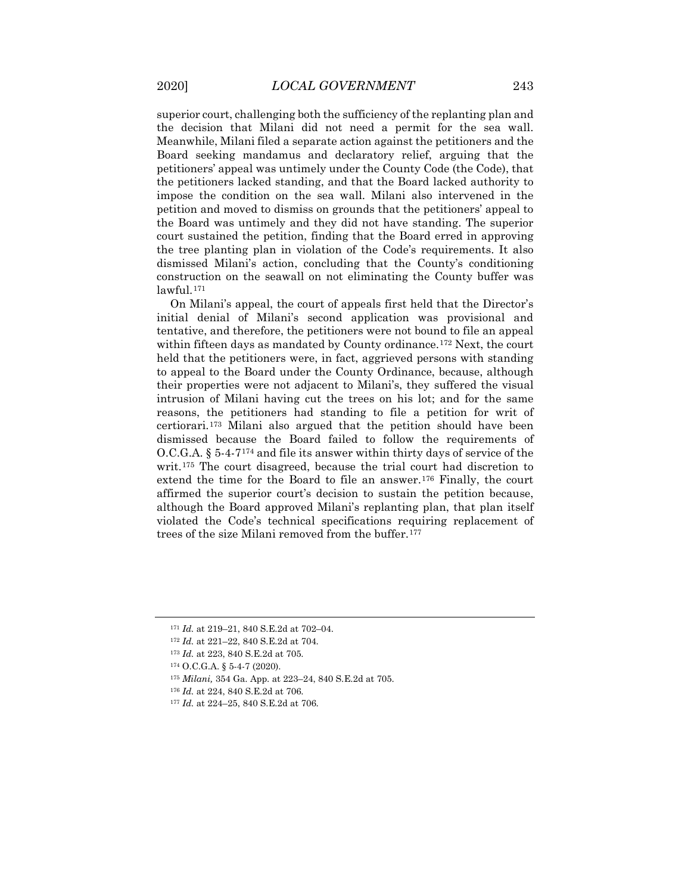superior court, challenging both the sufficiency of the replanting plan and the decision that Milani did not need a permit for the sea wall. Meanwhile, Milani filed a separate action against the petitioners and the Board seeking mandamus and declaratory relief, arguing that the petitioners' appeal was untimely under the County Code (the Code), that the petitioners lacked standing, and that the Board lacked authority to impose the condition on the sea wall. Milani also intervened in the petition and moved to dismiss on grounds that the petitioners' appeal to the Board was untimely and they did not have standing. The superior court sustained the petition, finding that the Board erred in approving the tree planting plan in violation of the Code's requirements. It also dismissed Milani's action, concluding that the County's conditioning construction on the seawall on not eliminating the County buffer was lawful.[171]

On Milani's appeal, the court of appeals first held that the Director's initial denial of Milani's second application was provisional and tentative, and therefore, the petitioners were not bound to file an appeal within fifteen days as mandated by County ordinance.[172] Next, the court held that the petitioners were, in fact, aggrieved persons with standing to appeal to the Board under the County Ordinance, because, although their properties were not adjacent to Milani's, they suffered the visual intrusion of Milani having cut the trees on his lot; and for the same reasons, the petitioners had standing to file a petition for writ of certiorari.[173] Milani also argued that the petition should have been dismissed because the Board failed to follow the requirements of O.C.G.A. § 5-4-7[174] and file its answer within thirty days of service of the writ.[175] The court disagreed, because the trial court had discretion to extend the time for the Board to file an answer.[176] Finally, the court affirmed the superior court's decision to sustain the petition because, although the Board approved Milani's replanting plan, that plan itself violated the Code's technical specifications requiring replacement of trees of the size Milani removed from the buffer.[177]

---

[171] *Id.* at 219–21, 840 S.E.2d at 702–04.

[172] *Id.* at 221–22, 840 S.E.2d at 704.

[173] *Id.* at 223, 840 S.E.2d at 705.

[174] O.C.G.A. § 5-4-7 (2020).

[175] *Milani,* 354 Ga. App. at 223–24, 840 S.E.2d at 705.

[176] *Id.* at 224, 840 S.E.2d at 706.

[177] *Id.* at 224–25, 840 S.E.2d at 706.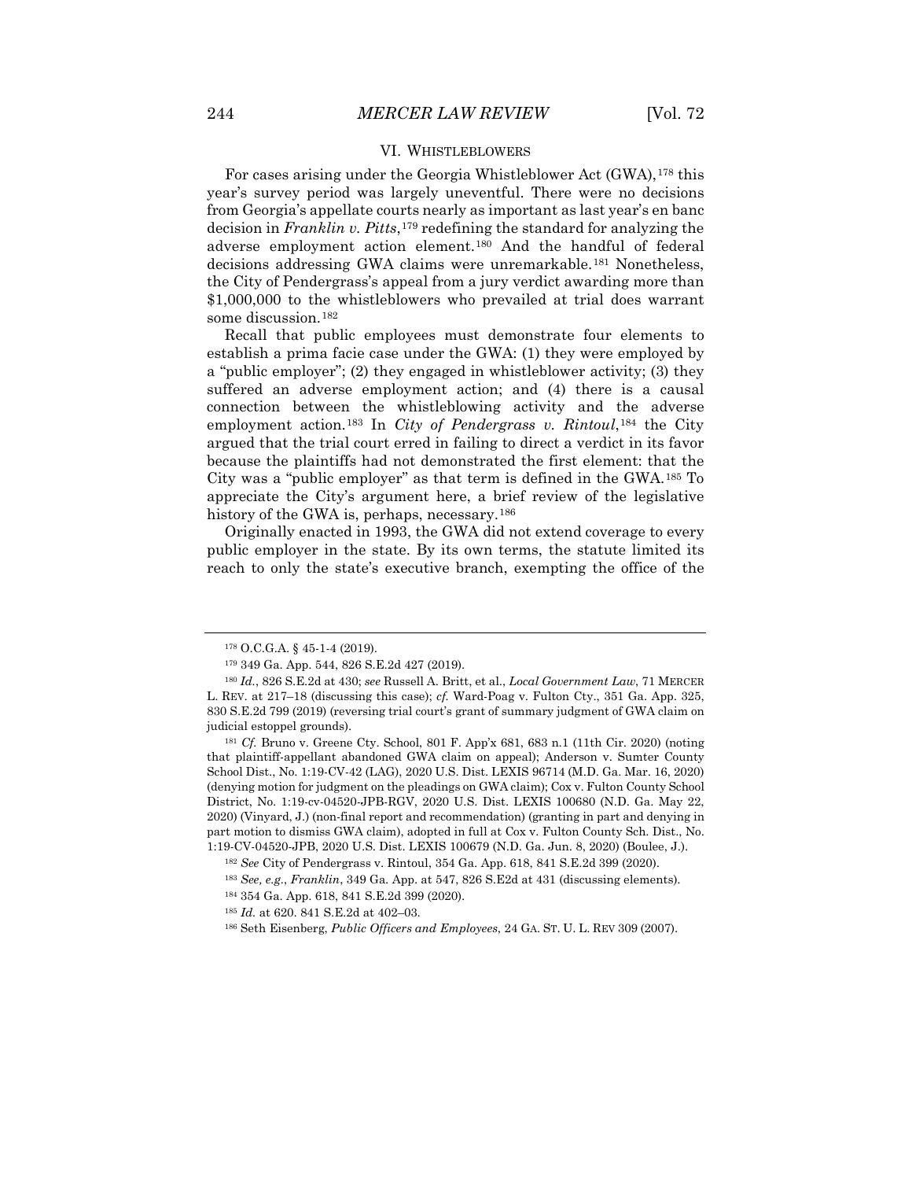## VI. WHISTLEBLOWERS

For cases arising under the Georgia Whistleblower Act (GWA),[178] this year's survey period was largely uneventful. There were no decisions from Georgia's appellate courts nearly as important as last year's en banc decision in *Franklin v. Pitts*,[179] redefining the standard for analyzing the adverse employment action element.[180] And the handful of federal decisions addressing GWA claims were unremarkable.[181] Nonetheless, the City of Pendergrass's appeal from a jury verdict awarding more than $1,000,000 to the whistleblowers who prevailed at trial does warrant some discussion.[182]

Recall that public employees must demonstrate four elements to establish a prima facie case under the GWA: (1) they were employed by a "public employer"; (2) they engaged in whistleblower activity; (3) they suffered an adverse employment action; and (4) there is a causal connection between the whistleblowing activity and the adverse employment action.[183] In *City of Pendergrass v. Rintoul*,[184] the City argued that the trial court erred in failing to direct a verdict in its favor because the plaintiffs had not demonstrated the first element: that the City was a "public employer" as that term is defined in the GWA.[185] To appreciate the City's argument here, a brief review of the legislative history of the GWA is, perhaps, necessary.[186]

Originally enacted in 1993, the GWA did not extend coverage to every public employer in the state. By its own terms, the statute limited its reach to only the state's executive branch, exempting the office of the

---

[178] O.C.G.A. § 45-1-4 (2019).

[179] 349 Ga. App. 544, 826 S.E.2d 427 (2019).

[180] *Id.*, 826 S.E.2d at 430; *see* Russell A. Britt, et al., *Local Government Law*, 71 MERCER L. REV. at 217–18 (discussing this case); *cf.* Ward-Poag v. Fulton Cty., 351 Ga. App. 325, 830 S.E.2d 799 (2019) (reversing trial court's grant of summary judgment of GWA claim on judicial estoppel grounds).

[181] *Cf.* Bruno v. Greene Cty. School, 801 F. App'x 681, 683 n.1 (11th Cir. 2020) (noting that plaintiff-appellant abandoned GWA claim on appeal); Anderson v. Sumter County School Dist., No. 1:19-CV-42 (LAG), 2020 U.S. Dist. LEXIS 96714 (M.D. Ga. Mar. 16, 2020) (denying motion for judgment on the pleadings on GWA claim); Cox v. Fulton County School District, No. 1:19-cv-04520-JPB-RGV, 2020 U.S. Dist. LEXIS 100680 (N.D. Ga. May 22, 2020) (Vinyard, J.) (non-final report and recommendation) (granting in part and denying in part motion to dismiss GWA claim), adopted in full at Cox v. Fulton County Sch. Dist., No. 1:19-CV-04520-JPB, 2020 U.S. Dist. LEXIS 100679 (N.D. Ga. Jun. 8, 2020) (Boulee, J.).

[182] *See* City of Pendergrass v. Rintoul, 354 Ga. App. 618, 841 S.E.2d 399 (2020).

[183] *See, e.g.*, *Franklin*, 349 Ga. App. at 547, 826 S.E2d at 431 (discussing elements).

[184] 354 Ga. App. 618, 841 S.E.2d 399 (2020).

[185] *Id.* at 620. 841 S.E.2d at 402–03.

[186] Seth Eisenberg, *Public Officers and Employees*, 24 GA. ST. U. L. REV 309 (2007).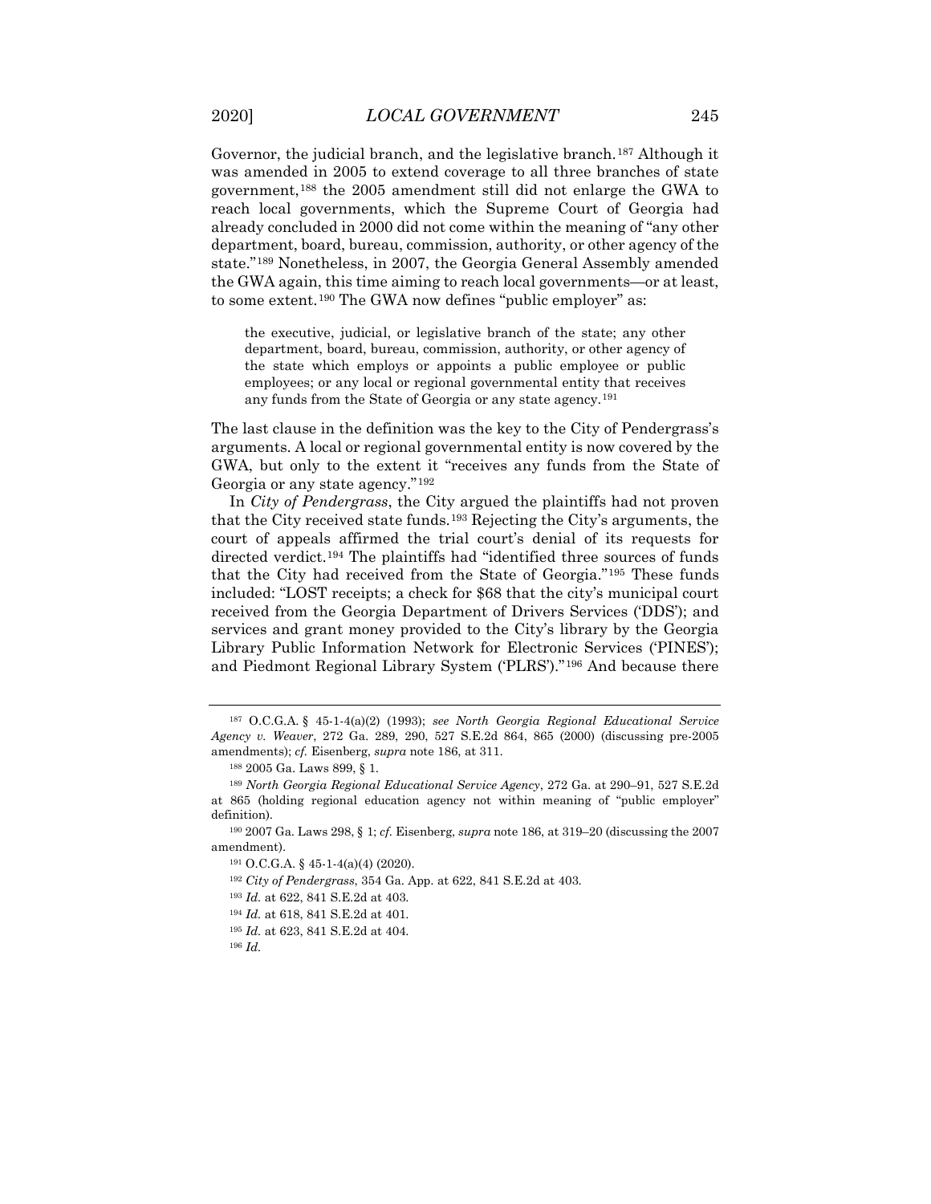Governor, the judicial branch, and the legislative branch.[187] Although it was amended in 2005 to extend coverage to all three branches of state government,[188] the 2005 amendment still did not enlarge the GWA to reach local governments, which the Supreme Court of Georgia had already concluded in 2000 did not come within the meaning of "any other department, board, bureau, commission, authority, or other agency of the state."[189] Nonetheless, in 2007, the Georgia General Assembly amended the GWA again, this time aiming to reach local governments—or at least, to some extent.[190] The GWA now defines "public employer" as:

> the executive, judicial, or legislative branch of the state; any other department, board, bureau, commission, authority, or other agency of the state which employs or appoints a public employee or public employees; or any local or regional governmental entity that receives any funds from the State of Georgia or any state agency.[191]

The last clause in the definition was the key to the City of Pendergrass's arguments. A local or regional governmental entity is now covered by the GWA, but only to the extent it "receives any funds from the State of Georgia or any state agency."[192]

In *City of Pendergrass*, the City argued the plaintiffs had not proven that the City received state funds.[193] Rejecting the City's arguments, the court of appeals affirmed the trial court's denial of its requests for directed verdict.[194] The plaintiffs had "identified three sources of funds that the City had received from the State of Georgia."[195] These funds included: "LOST receipts; a check for $68 that the city's municipal court received from the Georgia Department of Drivers Services ('DDS'); and services and grant money provided to the City's library by the Georgia Library Public Information Network for Electronic Services ('PINES'); and Piedmont Regional Library System ('PLRS')."[196] And because there

---

[187] O.C.G.A. § 45-1-4(a)(2) (1993); *see North Georgia Regional Educational Service Agency v. Weaver*, 272 Ga. 289, 290, 527 S.E.2d 864, 865 (2000) (discussing pre-2005 amendments); *cf.* Eisenberg, *supra* note 186, at 311.

[188] 2005 Ga. Laws 899, § 1.

[189] *North Georgia Regional Educational Service Agency*, 272 Ga. at 290–91, 527 S.E.2d at 865 (holding regional education agency not within meaning of "public employer" definition).

[190] 2007 Ga. Laws 298, § 1; *cf.* Eisenberg, *supra* note 186, at 319–20 (discussing the 2007 amendment).

[191] O.C.G.A. § 45-1-4(a)(4) (2020).

[192] *City of Pendergrass*, 354 Ga. App. at 622, 841 S.E.2d at 403.

[193] *Id.* at 622, 841 S.E.2d at 403.

[194] *Id.* at 618, 841 S.E.2d at 401.

[195] *Id.* at 623, 841 S.E.2d at 404.

[196] *Id.*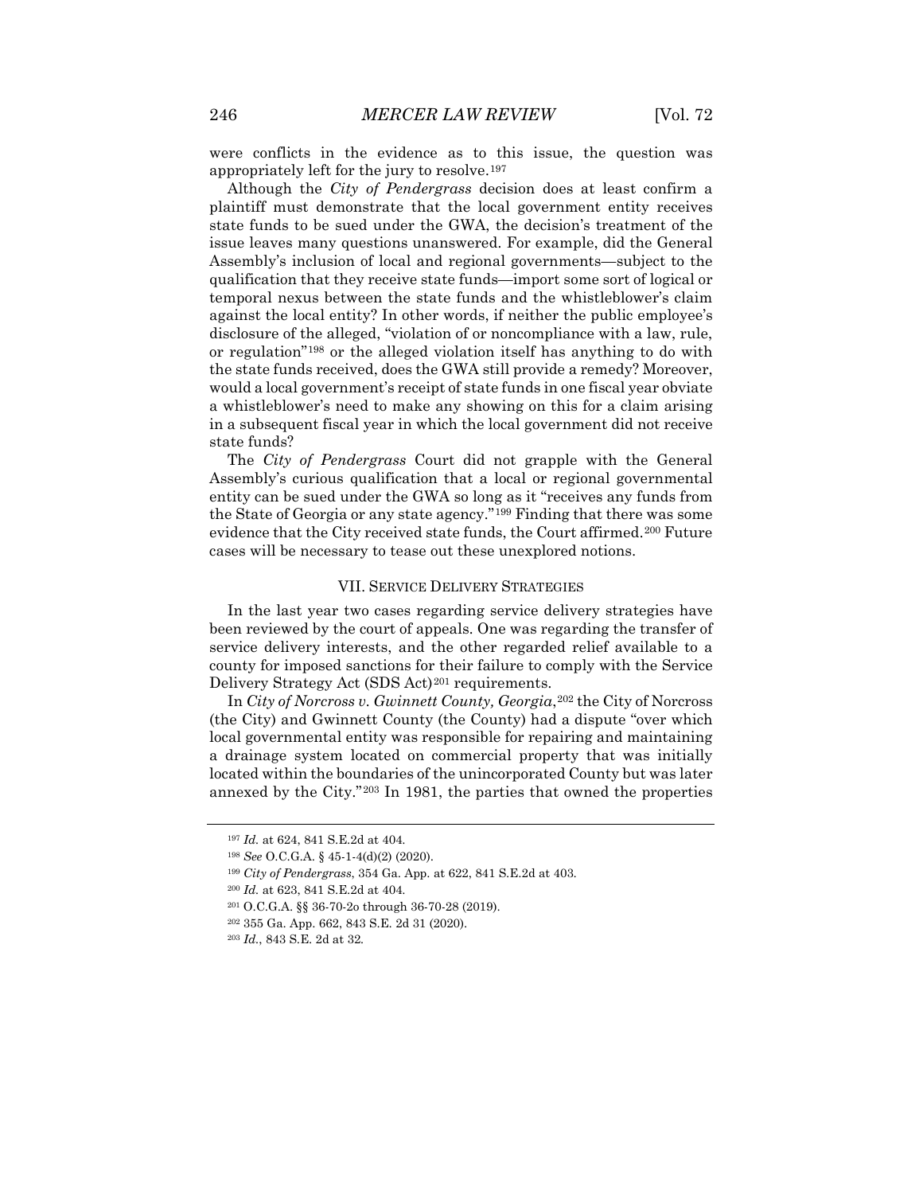were conflicts in the evidence as to this issue, the question was appropriately left for the jury to resolve.[197]

Although the *City of Pendergrass* decision does at least confirm a plaintiff must demonstrate that the local government entity receives state funds to be sued under the GWA, the decision's treatment of the issue leaves many questions unanswered. For example, did the General Assembly's inclusion of local and regional governments—subject to the qualification that they receive state funds—import some sort of logical or temporal nexus between the state funds and the whistleblower's claim against the local entity? In other words, if neither the public employee's disclosure of the alleged, "violation of or noncompliance with a law, rule, or regulation"[198] or the alleged violation itself has anything to do with the state funds received, does the GWA still provide a remedy? Moreover, would a local government's receipt of state funds in one fiscal year obviate a whistleblower's need to make any showing on this for a claim arising in a subsequent fiscal year in which the local government did not receive state funds?

The *City of Pendergrass* Court did not grapple with the General Assembly's curious qualification that a local or regional governmental entity can be sued under the GWA so long as it "receives any funds from the State of Georgia or any state agency."[199] Finding that there was some evidence that the City received state funds, the Court affirmed.[200] Future cases will be necessary to tease out these unexplored notions.

## VII. Service Delivery Strategies

In the last year two cases regarding service delivery strategies have been reviewed by the court of appeals. One was regarding the transfer of service delivery interests, and the other regarded relief available to a county for imposed sanctions for their failure to comply with the Service Delivery Strategy Act (SDS Act)[201] requirements.

In *City of Norcross v. Gwinnett County, Georgia*,[202] the City of Norcross (the City) and Gwinnett County (the County) had a dispute "over which local governmental entity was responsible for repairing and maintaining a drainage system located on commercial property that was initially located within the boundaries of the unincorporated County but was later annexed by the City."[203] In 1981, the parties that owned the properties

---

[197] *Id.* at 624, 841 S.E.2d at 404.

[198] *See* O.C.G.A. § 45-1-4(d)(2) (2020).

[199] *City of Pendergrass*, 354 Ga. App. at 622, 841 S.E.2d at 403.

[200] *Id.* at 623, 841 S.E.2d at 404.

[201] O.C.G.A. §§ 36-70-2o through 36-70-28 (2019).

[202] 355 Ga. App. 662, 843 S.E. 2d 31 (2020).

[203] *Id.*, 843 S.E. 2d at 32.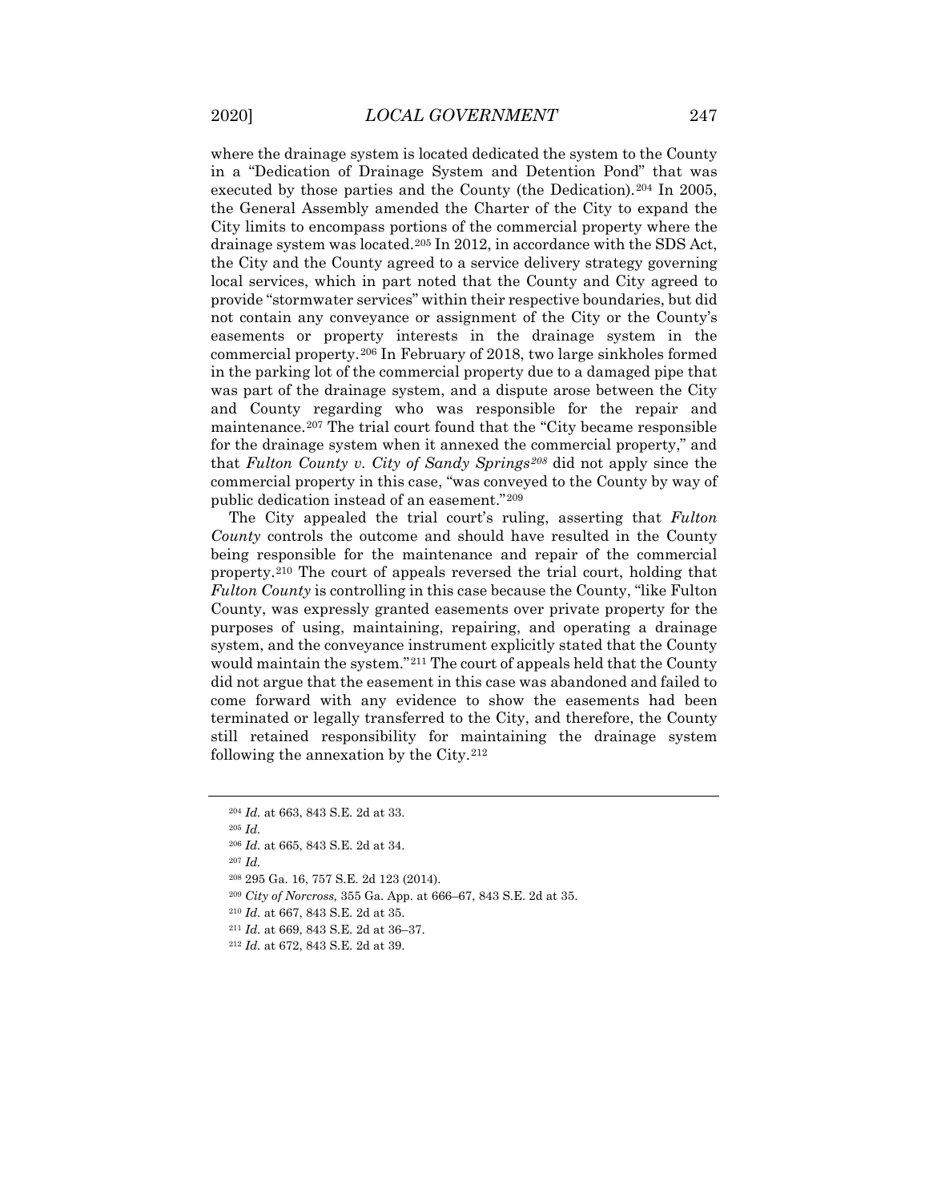where the drainage system is located dedicated the system to the County in a "Dedication of Drainage System and Detention Pond" that was executed by those parties and the County (the Dedication).[204] In 2005, the General Assembly amended the Charter of the City to expand the City limits to encompass portions of the commercial property where the drainage system was located.[205] In 2012, in accordance with the SDS Act, the City and the County agreed to a service delivery strategy governing local services, which in part noted that the County and City agreed to provide "stormwater services" within their respective boundaries, but did not contain any conveyance or assignment of the City or the County's easements or property interests in the drainage system in the commercial property.[206] In February of 2018, two large sinkholes formed in the parking lot of the commercial property due to a damaged pipe that was part of the drainage system, and a dispute arose between the City and County regarding who was responsible for the repair and maintenance.[207] The trial court found that the "City became responsible for the drainage system when it annexed the commercial property," and that *Fulton County v. City of Sandy Springs*[208] did not apply since the commercial property in this case, "was conveyed to the County by way of public dedication instead of an easement."[209]

The City appealed the trial court's ruling, asserting that *Fulton County* controls the outcome and should have resulted in the County being responsible for the maintenance and repair of the commercial property.[210] The court of appeals reversed the trial court, holding that *Fulton County* is controlling in this case because the County, "like Fulton County, was expressly granted easements over private property for the purposes of using, maintaining, repairing, and operating a drainage system, and the conveyance instrument explicitly stated that the County would maintain the system."[211] The court of appeals held that the County did not argue that the easement in this case was abandoned and failed to come forward with any evidence to show the easements had been terminated or legally transferred to the City, and therefore, the County still retained responsibility for maintaining the drainage system following the annexation by the City.[212]

---

[204] *Id.* at 663, 843 S.E. 2d at 33.

[205] *Id.*

[206] *Id.* at 665, 843 S.E. 2d at 34.

[207] *Id.*

[208] 295 Ga. 16, 757 S.E. 2d 123 (2014).

[209] *City of Norcross,* 355 Ga. App. at 666–67, 843 S.E. 2d at 35.

[210] *Id.* at 667, 843 S.E. 2d at 35.

[211] *Id.* at 669, 843 S.E. 2d at 36–37.

[212] *Id.* at 672, 843 S.E. 2d at 39.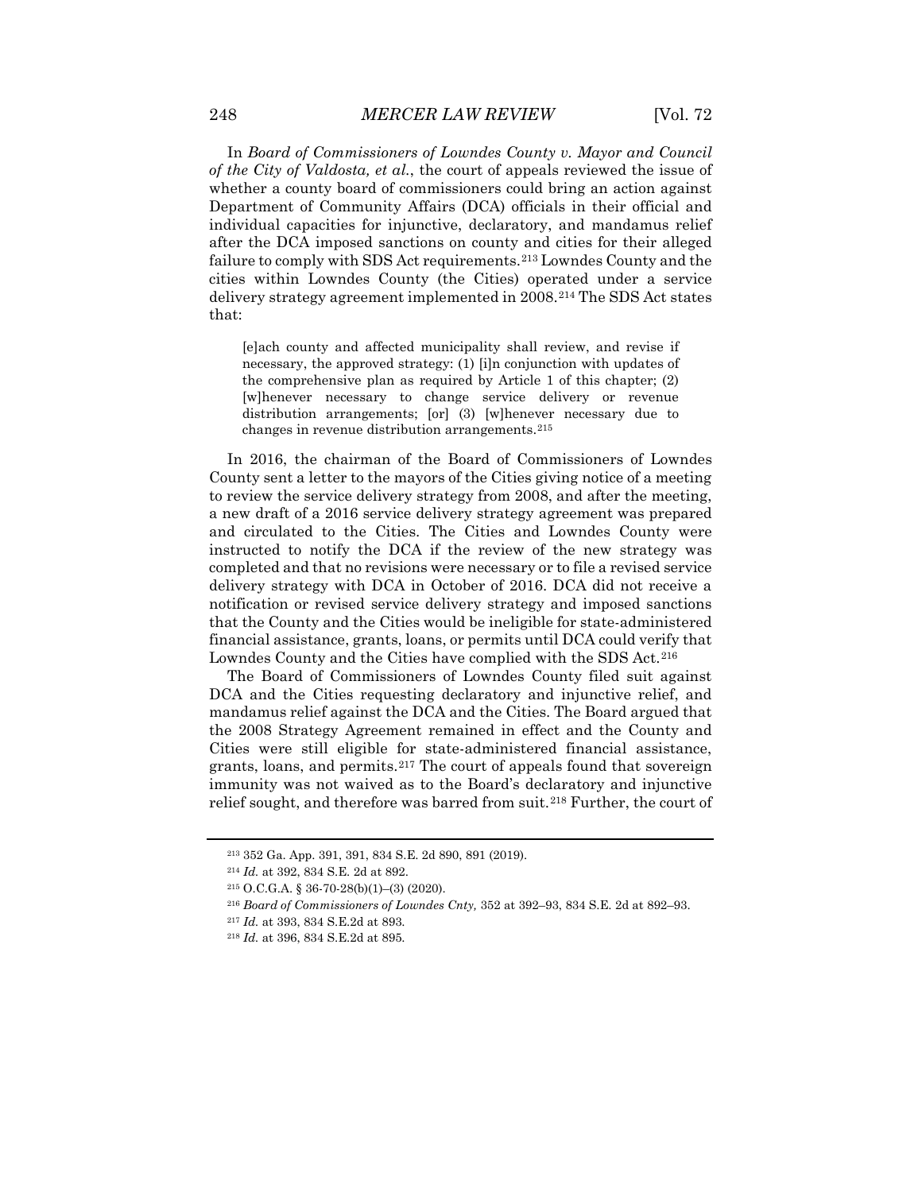In *Board of Commissioners of Lowndes County v. Mayor and Council of the City of Valdosta, et al.*, the court of appeals reviewed the issue of whether a county board of commissioners could bring an action against Department of Community Affairs (DCA) officials in their official and individual capacities for injunctive, declaratory, and mandamus relief after the DCA imposed sanctions on county and cities for their alleged failure to comply with SDS Act requirements.[213] Lowndes County and the cities within Lowndes County (the Cities) operated under a service delivery strategy agreement implemented in 2008.[214] The SDS Act states that:

> [e]ach county and affected municipality shall review, and revise if necessary, the approved strategy: (1) [i]n conjunction with updates of the comprehensive plan as required by Article 1 of this chapter; (2) [w]henever necessary to change service delivery or revenue distribution arrangements; [or] (3) [w]henever necessary due to changes in revenue distribution arrangements.[215]

In 2016, the chairman of the Board of Commissioners of Lowndes County sent a letter to the mayors of the Cities giving notice of a meeting to review the service delivery strategy from 2008, and after the meeting, a new draft of a 2016 service delivery strategy agreement was prepared and circulated to the Cities. The Cities and Lowndes County were instructed to notify the DCA if the review of the new strategy was completed and that no revisions were necessary or to file a revised service delivery strategy with DCA in October of 2016. DCA did not receive a notification or revised service delivery strategy and imposed sanctions that the County and the Cities would be ineligible for state-administered financial assistance, grants, loans, or permits until DCA could verify that Lowndes County and the Cities have complied with the SDS Act.[216]

The Board of Commissioners of Lowndes County filed suit against DCA and the Cities requesting declaratory and injunctive relief, and mandamus relief against the DCA and the Cities. The Board argued that the 2008 Strategy Agreement remained in effect and the County and Cities were still eligible for state-administered financial assistance, grants, loans, and permits.[217] The court of appeals found that sovereign immunity was not waived as to the Board's declaratory and injunctive relief sought, and therefore was barred from suit.[218] Further, the court of

---

[213] 352 Ga. App. 391, 391, 834 S.E. 2d 890, 891 (2019).

[214] *Id.* at 392, 834 S.E. 2d at 892.

[215] O.C.G.A. § 36-70-28(b)(1)–(3) (2020).

[216] *Board of Commissioners of Lowndes Cnty,* 352 at 392–93, 834 S.E. 2d at 892–93.

[217] *Id.* at 393, 834 S.E.2d at 893.

[218] *Id.* at 396, 834 S.E.2d at 895.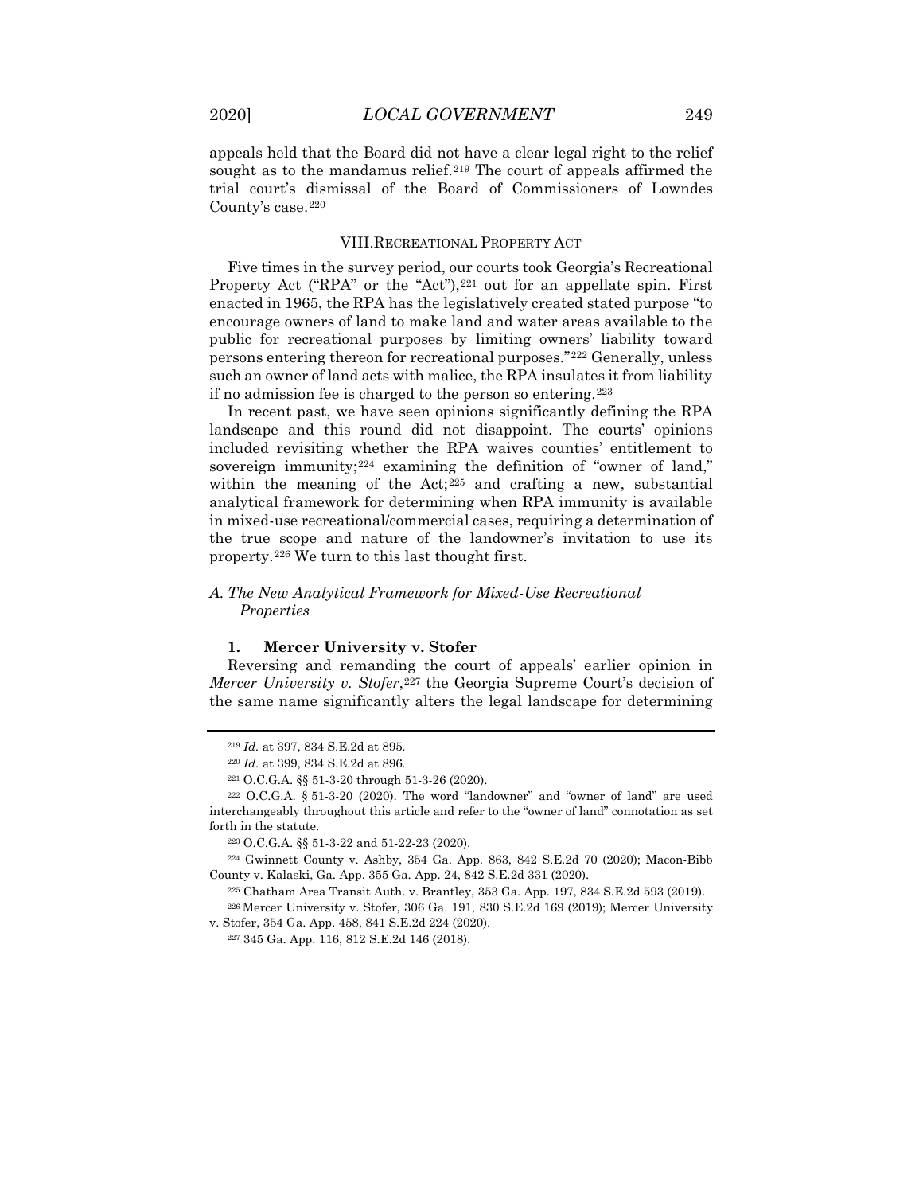appeals held that the Board did not have a clear legal right to the relief sought as to the mandamus relief.[219] The court of appeals affirmed the trial court's dismissal of the Board of Commissioners of Lowndes County's case.[220]

## VIII. RECREATIONAL PROPERTY ACT

Five times in the survey period, our courts took Georgia's Recreational Property Act ("RPA" or the "Act"),[221] out for an appellate spin. First enacted in 1965, the RPA has the legislatively created stated purpose "to encourage owners of land to make land and water areas available to the public for recreational purposes by limiting owners' liability toward persons entering thereon for recreational purposes."[222] Generally, unless such an owner of land acts with malice, the RPA insulates it from liability if no admission fee is charged to the person so entering.[223]

In recent past, we have seen opinions significantly defining the RPA landscape and this round did not disappoint. The courts' opinions included revisiting whether the RPA waives counties' entitlement to sovereign immunity;[224] examining the definition of "owner of land," within the meaning of the Act;[225] and crafting a new, substantial analytical framework for determining when RPA immunity is available in mixed-use recreational/commercial cases, requiring a determination of the true scope and nature of the landowner's invitation to use its property.[226] We turn to this last thought first.

### A. *The New Analytical Framework for Mixed-Use Recreational Properties*

#### 1. **Mercer University v. Stofer**

Reversing and remanding the court of appeals' earlier opinion in *Mercer University v. Stofer*,[227] the Georgia Supreme Court's decision of the same name significantly alters the legal landscape for determining

---

[219] *Id.* at 397, 834 S.E.2d at 895.

[220] *Id.* at 399, 834 S.E.2d at 896.

[221] O.C.G.A. §§ 51-3-20 through 51-3-26 (2020).

[222] O.C.G.A. § 51-3-20 (2020). The word "landowner" and "owner of land" are used interchangeably throughout this article and refer to the "owner of land" connotation as set forth in the statute.

[223] O.C.G.A. §§ 51-3-22 and 51-22-23 (2020).

[224] Gwinnett County v. Ashby, 354 Ga. App. 863, 842 S.E.2d 70 (2020); Macon-Bibb County v. Kalaski, Ga. App. 355 Ga. App. 24, 842 S.E.2d 331 (2020).

[225] Chatham Area Transit Auth. v. Brantley, 353 Ga. App. 197, 834 S.E.2d 593 (2019).

[226] Mercer University v. Stofer, 306 Ga. 191, 830 S.E.2d 169 (2019); Mercer University v. Stofer, 354 Ga. App. 458, 841 S.E.2d 224 (2020).

[227] 345 Ga. App. 116, 812 S.E.2d 146 (2018).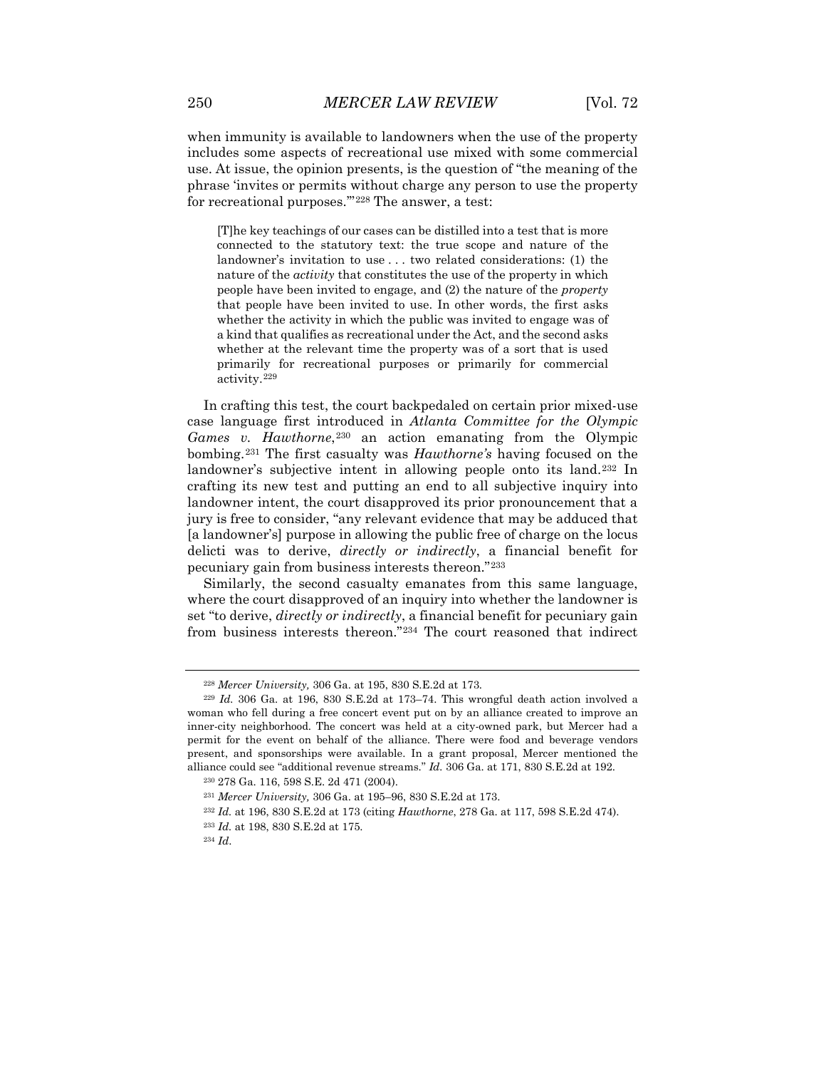when immunity is available to landowners when the use of the property includes some aspects of recreational use mixed with some commercial use. At issue, the opinion presents, is the question of "the meaning of the phrase 'invites or permits without charge any person to use the property for recreational purposes.'"[228] The answer, a test:

> [T]he key teachings of our cases can be distilled into a test that is more connected to the statutory text: the true scope and nature of the landowner's invitation to use . . . two related considerations: (1) the nature of the *activity* that constitutes the use of the property in which people have been invited to engage, and (2) the nature of the *property* that people have been invited to use. In other words, the first asks whether the activity in which the public was invited to engage was of a kind that qualifies as recreational under the Act, and the second asks whether at the relevant time the property was of a sort that is used primarily for recreational purposes or primarily for commercial activity.[229]

In crafting this test, the court backpedaled on certain prior mixed-use case language first introduced in *Atlanta Committee for the Olympic Games v. Hawthorne*,[230] an action emanating from the Olympic bombing.[231] The first casualty was *Hawthorne's* having focused on the landowner's subjective intent in allowing people onto its land.[232] In crafting its new test and putting an end to all subjective inquiry into landowner intent, the court disapproved its prior pronouncement that a jury is free to consider, "any relevant evidence that may be adduced that [a landowner's] purpose in allowing the public free of charge on the locus delicti was to derive, *directly or indirectly*, a financial benefit for pecuniary gain from business interests thereon."[233]

Similarly, the second casualty emanates from this same language, where the court disapproved of an inquiry into whether the landowner is set "to derive, *directly or indirectly*, a financial benefit for pecuniary gain from business interests thereon."[234] The court reasoned that indirect

---

[228] *Mercer University,* 306 Ga. at 195, 830 S.E.2d at 173.

[229] *Id.* 306 Ga. at 196, 830 S.E.2d at 173–74. This wrongful death action involved a woman who fell during a free concert event put on by an alliance created to improve an inner-city neighborhood. The concert was held at a city-owned park, but Mercer had a permit for the event on behalf of the alliance. There were food and beverage vendors present, and sponsorships were available. In a grant proposal, Mercer mentioned the alliance could see "additional revenue streams." *Id.* 306 Ga. at 171, 830 S.E.2d at 192.

[230] 278 Ga. 116, 598 S.E. 2d 471 (2004).

[231] *Mercer University,* 306 Ga. at 195–96, 830 S.E.2d at 173.

[232] *Id.* at 196, 830 S.E.2d at 173 (citing *Hawthorne*, 278 Ga. at 117, 598 S.E.2d 474).

[233] *Id.* at 198, 830 S.E.2d at 175.

[234] *Id*.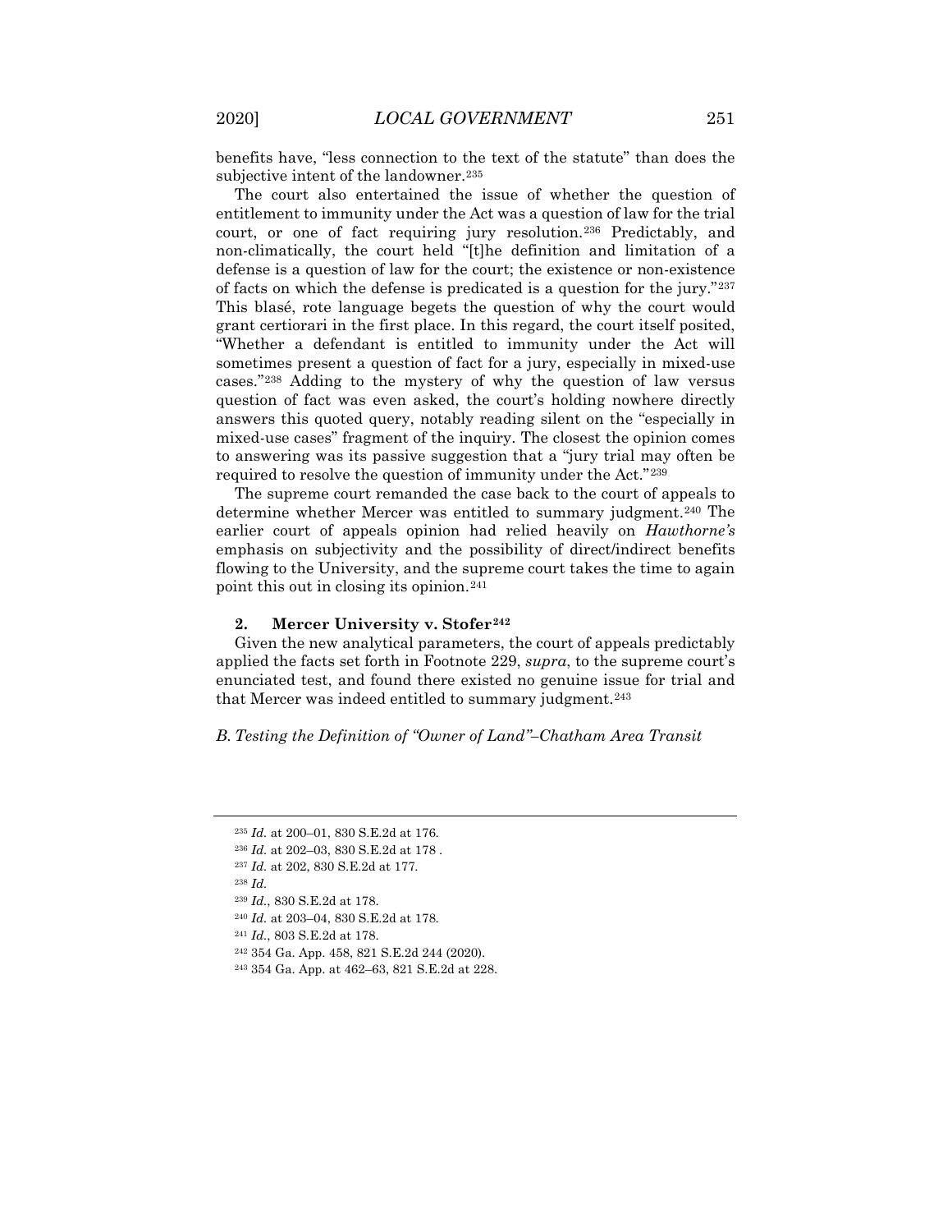benefits have, "less connection to the text of the statute" than does the subjective intent of the landowner.[235]

The court also entertained the issue of whether the question of entitlement to immunity under the Act was a question of law for the trial court, or one of fact requiring jury resolution.[236] Predictably, and non-climatically, the court held "[t]he definition and limitation of a defense is a question of law for the court; the existence or non-existence of facts on which the defense is predicated is a question for the jury."[237] This blasé, rote language begets the question of why the court would grant certiorari in the first place. In this regard, the court itself posited, "Whether a defendant is entitled to immunity under the Act will sometimes present a question of fact for a jury, especially in mixed-use cases."[238] Adding to the mystery of why the question of law versus question of fact was even asked, the court's holding nowhere directly answers this quoted query, notably reading silent on the "especially in mixed-use cases" fragment of the inquiry. The closest the opinion comes to answering was its passive suggestion that a "jury trial may often be required to resolve the question of immunity under the Act."[239]

The supreme court remanded the case back to the court of appeals to determine whether Mercer was entitled to summary judgment.[240] The earlier court of appeals opinion had relied heavily on *Hawthorne's* emphasis on subjectivity and the possibility of direct/indirect benefits flowing to the University, and the supreme court takes the time to again point this out in closing its opinion.[241]

### 2. Mercer University v. Stofer[242]

Given the new analytical parameters, the court of appeals predictably applied the facts set forth in Footnote 229, *supra*, to the supreme court's enunciated test, and found there existed no genuine issue for trial and that Mercer was indeed entitled to summary judgment.[243]

## *B. Testing the Definition of "Owner of Land"–Chatham Area Transit*

---

[235] *Id.* at 200–01, 830 S.E.2d at 176.

[236] *Id.* at 202–03, 830 S.E.2d at 178 .

[237] *Id.* at 202, 830 S.E.2d at 177.

[238] *Id.*

[239] *Id.*, 830 S.E.2d at 178.

[240] *Id.* at 203–04, 830 S.E.2d at 178.

[241] *Id.*, 803 S.E.2d at 178.

[242] 354 Ga. App. 458, 821 S.E.2d 244 (2020).

[243] 354 Ga. App. at 462–63, 821 S.E.2d at 228.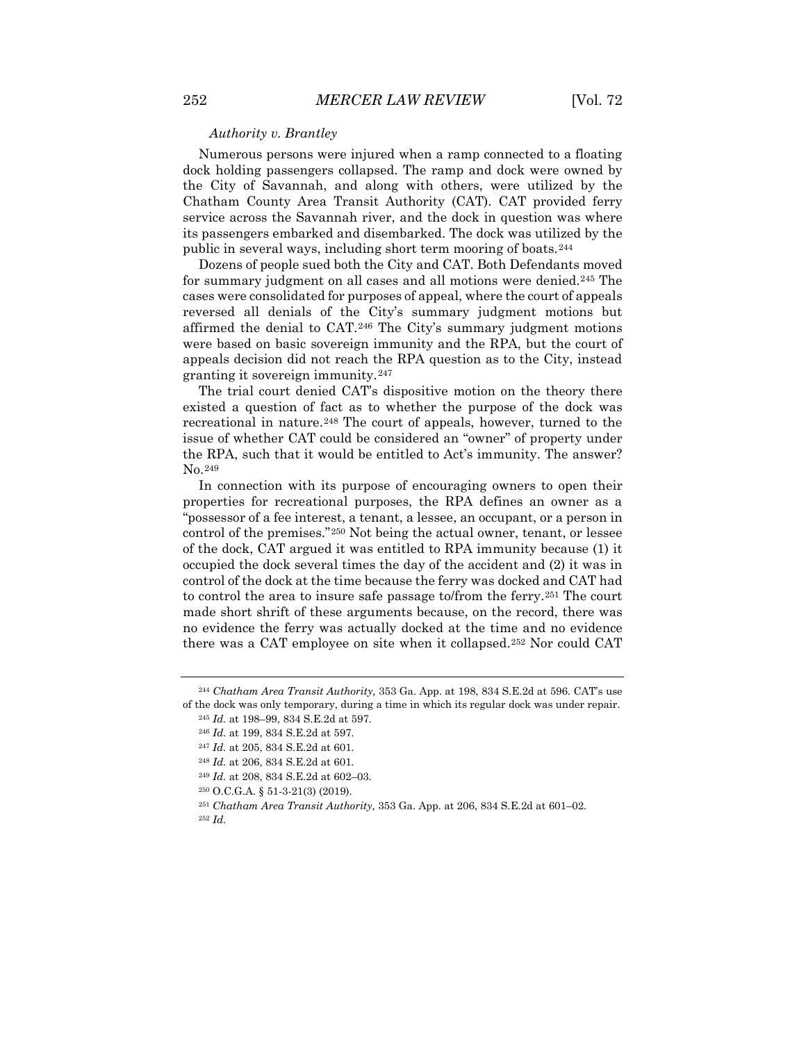*Authority v. Brantley*

Numerous persons were injured when a ramp connected to a floating dock holding passengers collapsed. The ramp and dock were owned by the City of Savannah, and along with others, were utilized by the Chatham County Area Transit Authority (CAT). CAT provided ferry service across the Savannah river, and the dock in question was where its passengers embarked and disembarked. The dock was utilized by the public in several ways, including short term mooring of boats.[244]

Dozens of people sued both the City and CAT. Both Defendants moved for summary judgment on all cases and all motions were denied.[245] The cases were consolidated for purposes of appeal, where the court of appeals reversed all denials of the City's summary judgment motions but affirmed the denial to CAT.[246] The City's summary judgment motions were based on basic sovereign immunity and the RPA, but the court of appeals decision did not reach the RPA question as to the City, instead granting it sovereign immunity.[247]

The trial court denied CAT's dispositive motion on the theory there existed a question of fact as to whether the purpose of the dock was recreational in nature.[248] The court of appeals, however, turned to the issue of whether CAT could be considered an "owner" of property under the RPA, such that it would be entitled to Act's immunity. The answer? No.[249]

In connection with its purpose of encouraging owners to open their properties for recreational purposes, the RPA defines an owner as a "possessor of a fee interest, a tenant, a lessee, an occupant, or a person in control of the premises."[250] Not being the actual owner, tenant, or lessee of the dock, CAT argued it was entitled to RPA immunity because (1) it occupied the dock several times the day of the accident and (2) it was in control of the dock at the time because the ferry was docked and CAT had to control the area to insure safe passage to/from the ferry.[251] The court made short shrift of these arguments because, on the record, there was no evidence the ferry was actually docked at the time and no evidence there was a CAT employee on site when it collapsed.[252] Nor could CAT

---

[244] *Chatham Area Transit Authority,* 353 Ga. App. at 198, 834 S.E.2d at 596. CAT's use of the dock was only temporary, during a time in which its regular dock was under repair.

[245] *Id.* at 198–99, 834 S.E.2d at 597.

[246] *Id.* at 199, 834 S.E.2d at 597.

[247] *Id.* at 205, 834 S.E.2d at 601.

[248] *Id.* at 206, 834 S.E.2d at 601.

[249] *Id.* at 208, 834 S.E.2d at 602–03.

[250] O.C.G.A. § 51-3-21(3) (2019).

[251] *Chatham Area Transit Authority,* 353 Ga. App. at 206, 834 S.E.2d at 601–02.

[252] *Id.*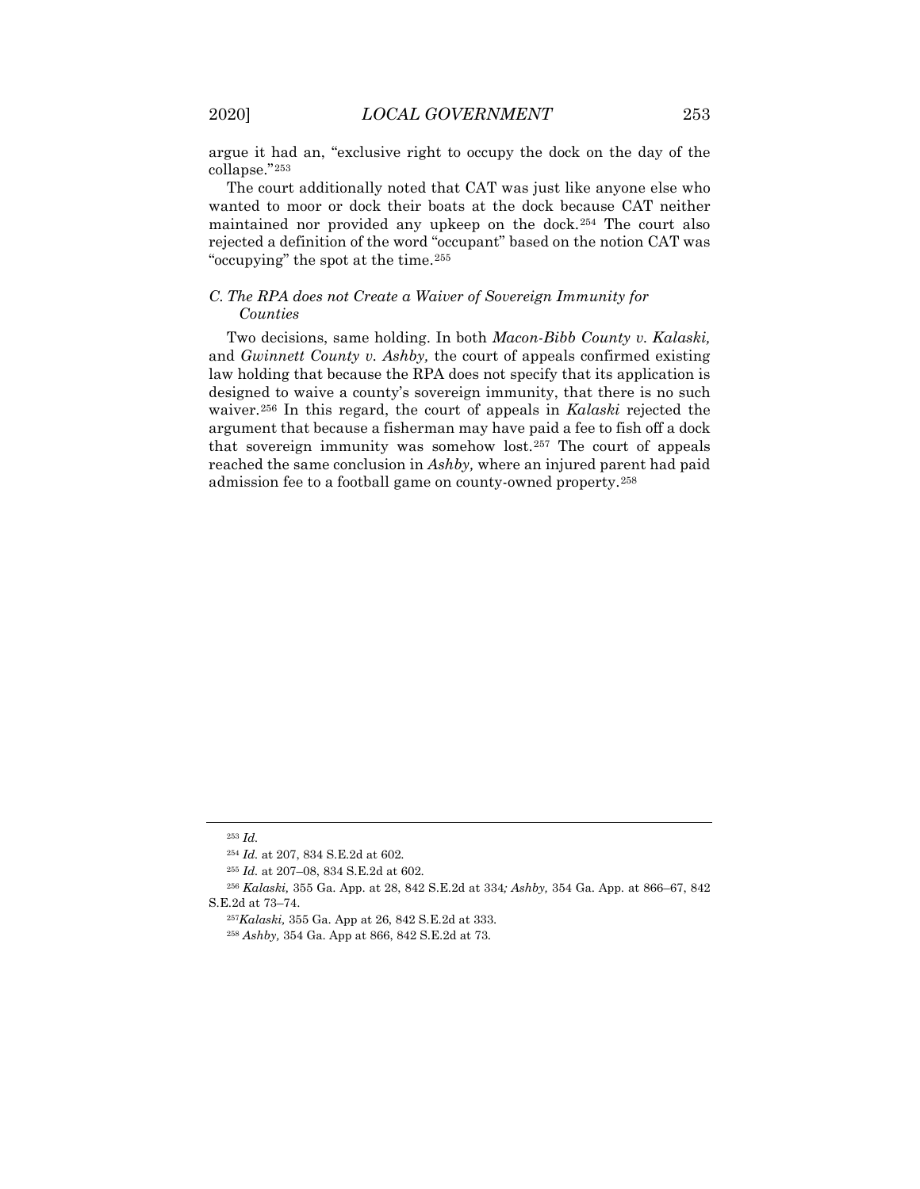argue it had an, "exclusive right to occupy the dock on the day of the collapse."[253]

The court additionally noted that CAT was just like anyone else who wanted to moor or dock their boats at the dock because CAT neither maintained nor provided any upkeep on the dock.[254] The court also rejected a definition of the word "occupant" based on the notion CAT was "occupying" the spot at the time.[255]

### *C. The RPA does not Create a Waiver of Sovereign Immunity for Counties*

Two decisions, same holding. In both *Macon-Bibb County v. Kalaski,* and *Gwinnett County v. Ashby,* the court of appeals confirmed existing law holding that because the RPA does not specify that its application is designed to waive a county's sovereign immunity, that there is no such waiver.[256] In this regard, the court of appeals in *Kalaski* rejected the argument that because a fisherman may have paid a fee to fish off a dock that sovereign immunity was somehow lost.[257] The court of appeals reached the same conclusion in *Ashby,* where an injured parent had paid admission fee to a football game on county-owned property.[258]

---

[253] *Id.*

[254] *Id.* at 207, 834 S.E.2d at 602.

[255] *Id.* at 207–08, 834 S.E.2d at 602.

[256] *Kalaski,* 355 Ga. App. at 28, 842 S.E.2d at 334*; Ashby,* 354 Ga. App. at 866–67, 842 S.E.2d at 73–74.

[257] *Kalaski,* 355 Ga. App at 26, 842 S.E.2d at 333.

[258] *Ashby,* 354 Ga. App at 866, 842 S.E.2d at 73.